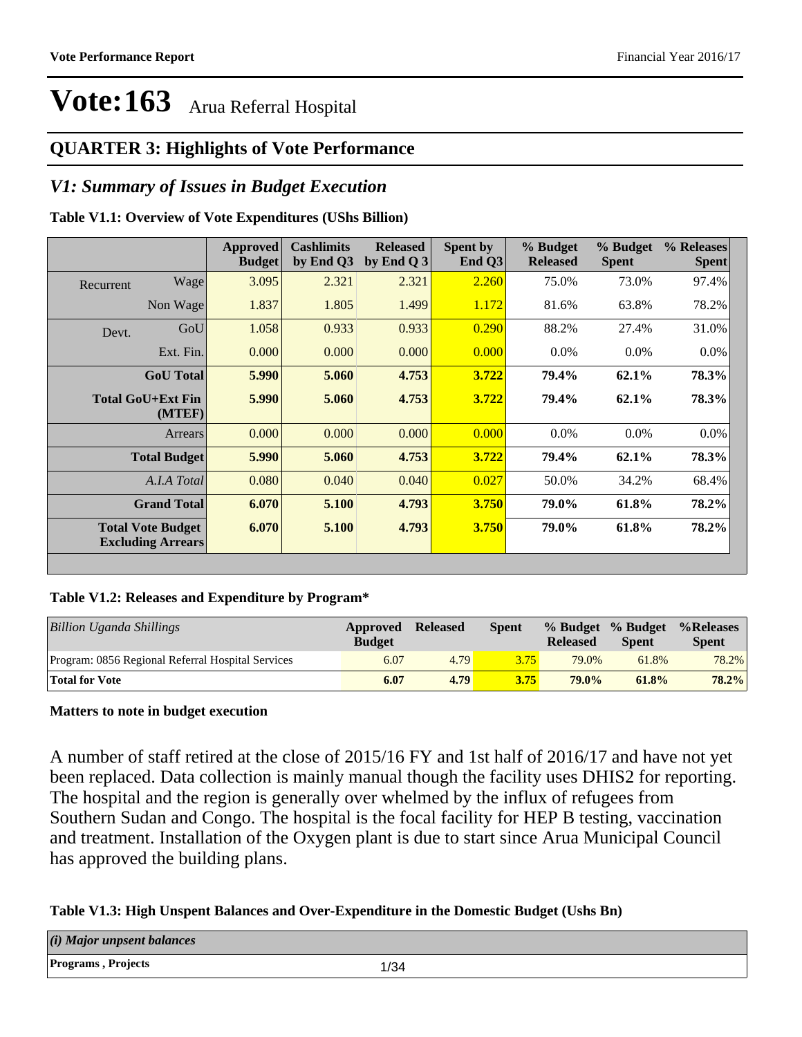# Vote:163 Arua Referral Hospital

## QUARTER 3: Highlights of Vote Performance

### *V1: Summary of Issues in Budget Execution*

**Table V1.1: Overview of Vote Expenditures (UShs Billion)**

| | | Approved Budget | Cashlimits by End Q3 | Released by End Q 3 | Spent by End Q3 | % Budget Released | % Budget Spent | % Releases Spent |
|---|---|---|---|---|---|---|---|---|
| Recurrent | Wage | 3.095 | 2.321 | 2.321 | 2.260 | 75.0% | 73.0% | 97.4% |
| | Non Wage | 1.837 | 1.805 | 1.499 | 1.172 | 81.6% | 63.8% | 78.2% |
| Devt. | GoU | 1.058 | 0.933 | 0.933 | 0.290 | 88.2% | 27.4% | 31.0% |
| | Ext. Fin. | 0.000 | 0.000 | 0.000 | 0.000 | 0.0% | 0.0% | 0.0% |
| | **GoU Total** | **5.990** | **5.060** | **4.753** | **3.722** | **79.4%** | **62.1%** | **78.3%** |
| | **Total GoU+Ext Fin (MTEF)** | **5.990** | **5.060** | **4.753** | **3.722** | **79.4%** | **62.1%** | **78.3%** |
| | Arrears | 0.000 | 0.000 | 0.000 | 0.000 | 0.0% | 0.0% | 0.0% |
| | **Total Budget** | **5.990** | **5.060** | **4.753** | **3.722** | **79.4%** | **62.1%** | **78.3%** |
| | *A.I.A Total* | 0.080 | 0.040 | 0.040 | 0.027 | 50.0% | 34.2% | 68.4% |
| | **Grand Total** | **6.070** | **5.100** | **4.793** | **3.750** | **79.0%** | **61.8%** | **78.2%** |
| | **Total Vote Budget Excluding Arrears** | **6.070** | **5.100** | **4.793** | **3.750** | **79.0%** | **61.8%** | **78.2%** |

**Table V1.2: Releases and Expenditure by Program***

| *Billion Uganda Shillings* | Approved Budget | Released | Spent | % Budget Released | % Budget Spent | %Releases Spent |
|---|---|---|---|---|---|---|
| Program: 0856 Regional Referral Hospital Services | 6.07 | 4.79 | 3.75 | 79.0% | 61.8% | 78.2% |
| **Total for Vote** | **6.07** | **4.79** | **3.75** | **79.0%** | **61.8%** | **78.2%** |

**Matters to note in budget execution**

A number of staff retired at the close of 2015/16 FY and 1st half of 2016/17 and have not yet been replaced. Data collection is mainly manual though the facility uses DHIS2 for reporting. The hospital and the region is generally over whelmed by the influx of refugees from Southern Sudan and Congo. The hospital is the focal facility for HEP B testing, vaccination and treatment. Installation of the Oxygen plant is due to start since Arua Municipal Council has approved the building plans.

**Table V1.3: High Unspent Balances and Over-Expenditure in the Domestic Budget (Ushs Bn)**

| *(i) Major unpsent balances* |
|---|
| **Programs , Projects** |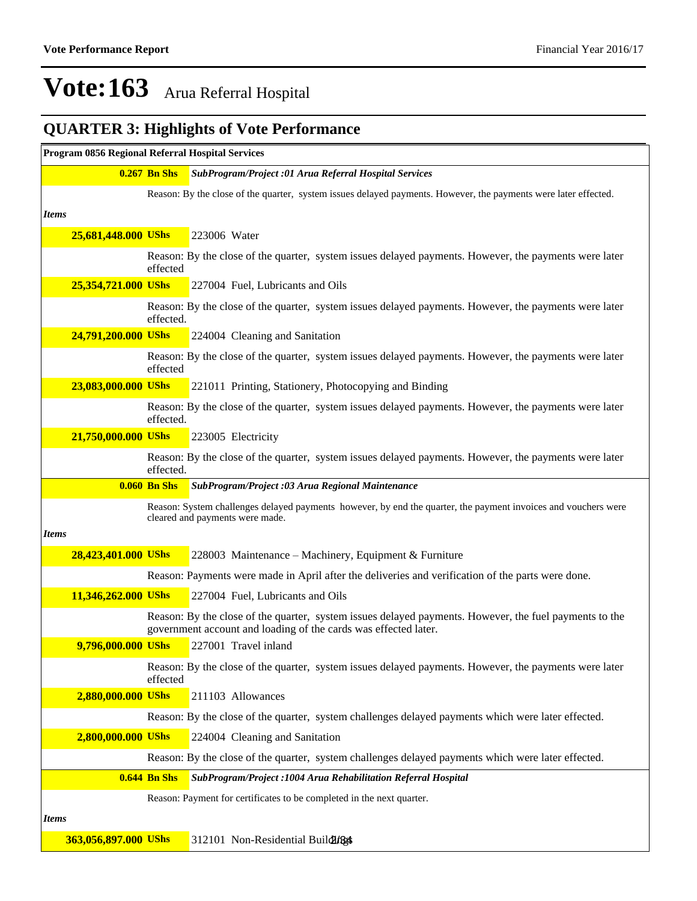# Vote:163 Arua Referral Hospital

## QUARTER 3: Highlights of Vote Performance

**Program 0856 Regional Referral Hospital Services**

| | |
|---|---|
| **0.267 Bn Shs** | ***SubProgram/Project :01 Arua Referral Hospital Services*** |
| | Reason: By the close of the quarter, system issues delayed payments. However, the payments were later effected. |
| ***Items*** | |
| **25,681,448.000 UShs** | 223006 Water |
| | Reason: By the close of the quarter, system issues delayed payments. However, the payments were later effected |
| **25,354,721.000 UShs** | 227004 Fuel, Lubricants and Oils |
| | Reason: By the close of the quarter, system issues delayed payments. However, the payments were later effected. |
| **24,791,200.000 UShs** | 224004 Cleaning and Sanitation |
| | Reason: By the close of the quarter, system issues delayed payments. However, the payments were later effected |
| **23,083,000.000 UShs** | 221011 Printing, Stationery, Photocopying and Binding |
| | Reason: By the close of the quarter, system issues delayed payments. However, the payments were later effected. |
| **21,750,000.000 UShs** | 223005 Electricity |
| | Reason: By the close of the quarter, system issues delayed payments. However, the payments were later effected. |
| **0.060 Bn Shs** | ***SubProgram/Project :03 Arua Regional Maintenance*** |
| | Reason: System challenges delayed payments however, by end the quarter, the payment invoices and vouchers were cleared and payments were made. |
| ***Items*** | |
| **28,423,401.000 UShs** | 228003 Maintenance – Machinery, Equipment & Furniture |
| | Reason: Payments were made in April after the deliveries and verification of the parts were done. |
| **11,346,262.000 UShs** | 227004 Fuel, Lubricants and Oils |
| | Reason: By the close of the quarter, system issues delayed payments. However, the fuel payments to the government account and loading of the cards was effected later. |
| **9,796,000.000 UShs** | 227001 Travel inland |
| | Reason: By the close of the quarter, system issues delayed payments. However, the payments were later effected |
| **2,880,000.000 UShs** | 211103 Allowances |
| | Reason: By the close of the quarter, system challenges delayed payments which were later effected. |
| **2,800,000.000 UShs** | 224004 Cleaning and Sanitation |
| | Reason: By the close of the quarter, system challenges delayed payments which were later effected. |
| **0.644 Bn Shs** | ***SubProgram/Project :1004 Arua Rehabilitation Referral Hospital*** |
| | Reason: Payment for certificates to be completed in the next quarter. |
| ***Items*** | |
| **363,056,897.000 UShs** | 312101 Non-Residential Buildings |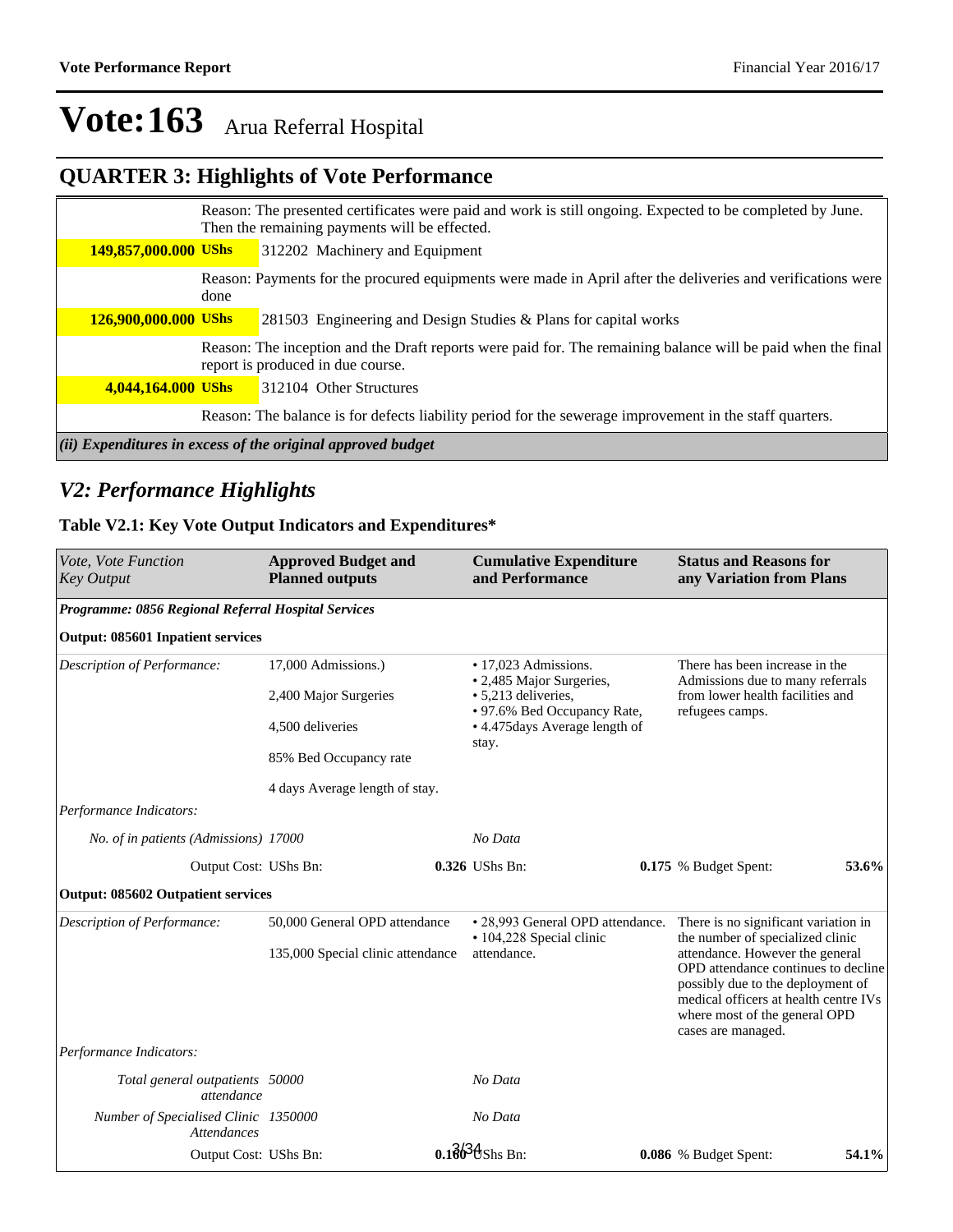# Vote:163 Arua Referral Hospital

## QUARTER 3: Highlights of Vote Performance

| | |
|---|---|
| | Reason: The presented certificates were paid and work is still ongoing. Expected to be completed by June. Then the remaining payments will be effected. |
| **149,857,000.000 UShs** | 312202 Machinery and Equipment |
| | Reason: Payments for the procured equipments were made in April after the deliveries and verifications were done |
| **126,900,000.000 UShs** | 281503 Engineering and Design Studies & Plans for capital works |
| | Reason: The inception and the Draft reports were paid for. The remaining balance will be paid when the final report is produced in due course. |
| **4,044,164.000 UShs** | 312104 Other Structures |
| | Reason: The balance is for defects liability period for the sewerage improvement in the staff quarters. |

***(ii) Expenditures in excess of the original approved budget***

## *V2: Performance Highlights*

### Table V2.1: Key Vote Output Indicators and Expenditures*

| *Vote, Vote Function Key Output* | **Approved Budget and Planned outputs** | **Cumulative Expenditure and Performance** | **Status and Reasons for any Variation from Plans** |
|---|---|---|---|
| ***Programme: 0856 Regional Referral Hospital Services*** | | | |
| **Output: 085601 Inpatient services** | | | |
| *Description of Performance:* | 17,000 Admissions.)<br><br>2,400 Major Surgeries<br><br>4,500 deliveries<br><br>85% Bed Occupancy rate<br><br>4 days Average length of stay. | • 17,023 Admissions.<br>• 2,485 Major Surgeries,<br>• 5,213 deliveries,<br>• 97.6% Bed Occupancy Rate,<br>• 4.475days Average length of stay. | There has been increase in the Admissions due to many referrals from lower health facilities and refugees camps. |
| *Performance Indicators:* | | | |
| *No. of in patients (Admissions)* | *17000* | *No Data* | |
| Output Cost: UShs Bn: | **0.326** | UShs Bn: **0.175** | % Budget Spent: **53.6%** |
| **Output: 085602 Outpatient services** | | | |
| *Description of Performance:* | 50,000 General OPD attendance<br><br>135,000 Special clinic attendance | • 28,993 General OPD attendance.<br>• 104,228 Special clinic attendance. | There is no significant variation in the number of specialized clinic attendance. However the general OPD attendance continues to decline possibly due to the deployment of medical officers at health centre IVs where most of the general OPD cases are managed. |
| *Performance Indicators:* | | | |
| *Total general outpatients attendance* | *50000* | *No Data* | |
| *Number of Specialised Clinic Attendances* | *1350000* | *No Data* | |
| Output Cost: UShs Bn: | **0.160** | UShs Bn: **0.086** | % Budget Spent: **54.1%** |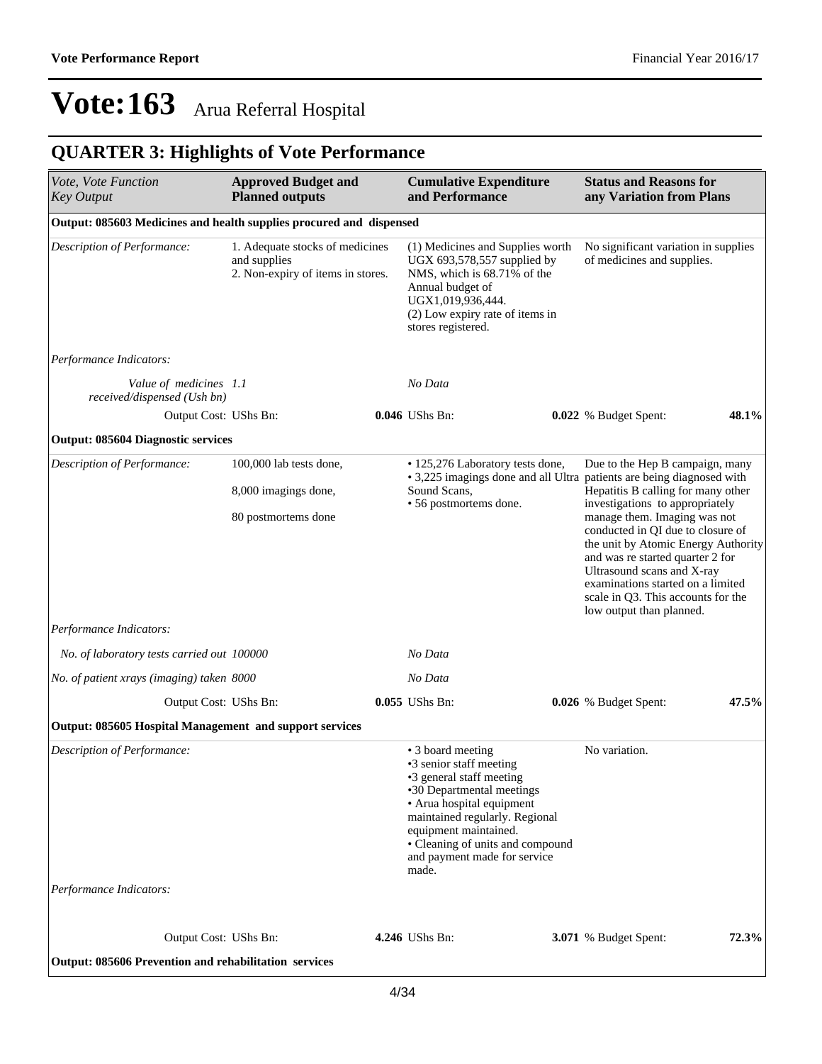# Vote:163 Arua Referral Hospital

## QUARTER 3: Highlights of Vote Performance

| *Vote, Vote Function Key Output* | **Approved Budget and Planned outputs** | **Cumulative Expenditure and Performance** | **Status and Reasons for any Variation from Plans** |
|---|---|---|---|
| **Output: 085603 Medicines and health supplies procured and dispensed** | | | |
| *Description of Performance:* | 1. Adequate stocks of medicines and supplies<br>2. Non-expiry of items in stores. | (1) Medicines and Supplies worth UGX 693,578,557 supplied by NMS, which is 68.71% of the Annual budget of UGX1,019,936,444.<br>(2) Low expiry rate of items in stores registered. | No significant variation in supplies of medicines and supplies. |
| *Performance Indicators:* | | | |
| *Value of medicines received/dispensed (Ush bn)* | *1.1* | *No Data* | |
| Output Cost: UShs Bn: | **0.046** | UShs Bn: **0.022** | % Budget Spent: **48.1%** |
| **Output: 085604 Diagnostic services** | | | |
| *Description of Performance:* | 100,000 lab tests done,<br>8,000 imagings done,<br>80 postmortems done | • 125,276 Laboratory tests done,<br>• 3,225 imagings done and all Ultra Sound Scans,<br>• 56 postmortems done. | Due to the Hep B campaign, many patients are being diagnosed with Hepatitis B calling for many other investigations to appropriately manage them. Imaging was not conducted in QI due to closure of the unit by Atomic Energy Authority and was re started quarter 2 for Ultrasound scans and X-ray examinations started on a limited scale in Q3. This accounts for the low output than planned. |
| *Performance Indicators:* | | | |
| *No. of laboratory tests carried out* | *100000* | *No Data* | |
| *No. of patient xrays (imaging) taken* | *8000* | *No Data* | |
| Output Cost: UShs Bn: | **0.055** | UShs Bn: **0.026** | % Budget Spent: **47.5%** |
| **Output: 085605 Hospital Management and support services** | | | |
| *Description of Performance:* | | • 3 board meeting<br>•3 senior staff meeting<br>•3 general staff meeting<br>•30 Departmental meetings<br>• Arua hospital equipment maintained regularly. Regional equipment maintained.<br>• Cleaning of units and compound and payment made for service made. | No variation. |
| *Performance Indicators:* | | | |
| Output Cost: UShs Bn: | **4.246** | UShs Bn: **3.071** | % Budget Spent: **72.3%** |
| **Output: 085606 Prevention and rehabilitation services** | | | |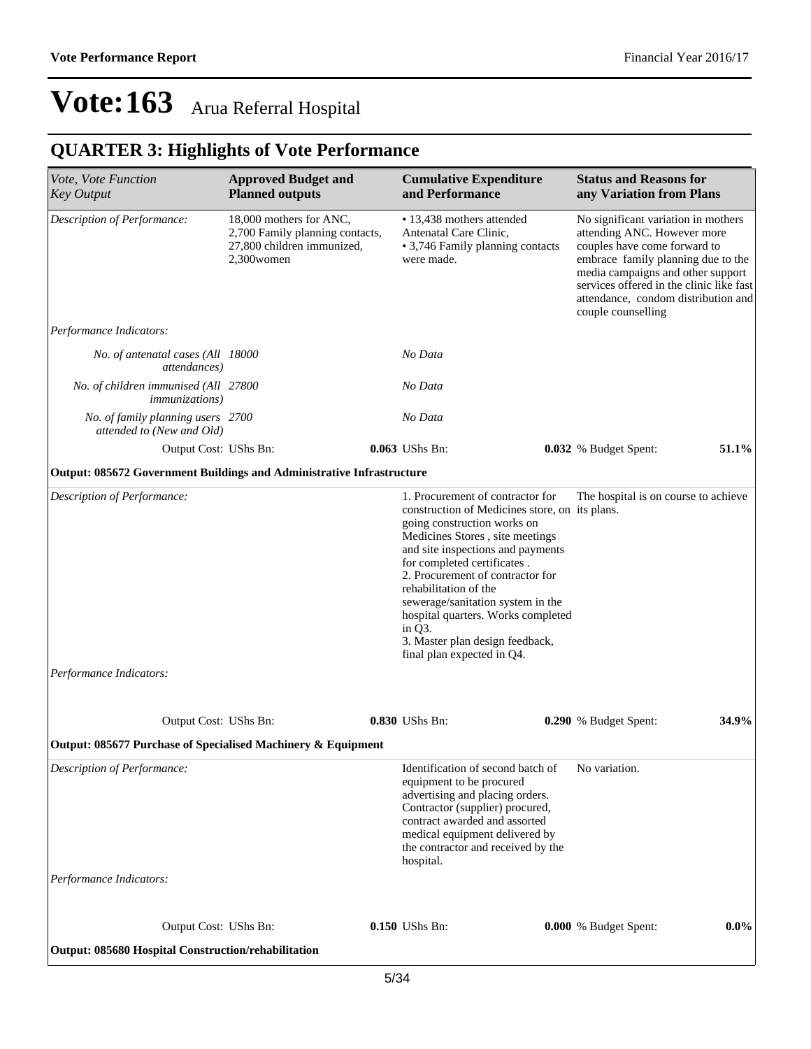# Vote:163 Arua Referral Hospital

## QUARTER 3: Highlights of Vote Performance

| *Vote, Vote Function Key Output* | **Approved Budget and Planned outputs** | **Cumulative Expenditure and Performance** | **Status and Reasons for any Variation from Plans** |
|---|---|---|---|
| *Description of Performance:* | 18,000 mothers for ANC, 2,700 Family planning contacts, 27,800 children immunized, 2,300women | • 13,438 mothers attended Antenatal Care Clinic, • 3,746 Family planning contacts were made. | No significant variation in mothers attending ANC. However more couples have come forward to embrace family planning due to the media campaigns and other support services offered in the clinic like fast attendance, condom distribution and couple counselling |
| *Performance Indicators:* | | | |
| *No. of antenatal cases (All attendances)* | *18000* | *No Data* | |
| *No. of children immunised (All immunizations)* | *27800* | *No Data* | |
| *No. of family planning users attended to (New and Old)* | *2700* | *No Data* | |
| Output Cost: UShs Bn: | **0.063** | UShs Bn: **0.032** | % Budget Spent: **51.1%** |
| **Output: 085672 Government Buildings and Administrative Infrastructure** | | | |
| *Description of Performance:* | | 1. Procurement of contractor for construction of Medicines store, on going construction works on Medicines Stores , site meetings and site inspections and payments for completed certificates . 2. Procurement of contractor for rehabilitation of the sewerage/sanitation system in the hospital quarters. Works completed in Q3. 3. Master plan design feedback, final plan expected in Q4. | The hospital is on course to achieve its plans. |
| *Performance Indicators:* | | | |
| Output Cost: UShs Bn: | **0.830** | UShs Bn: **0.290** | % Budget Spent: **34.9%** |
| **Output: 085677 Purchase of Specialised Machinery & Equipment** | | | |
| *Description of Performance:* | | Identification of second batch of equipment to be procured advertising and placing orders. Contractor (supplier) procured, contract awarded and assorted medical equipment delivered by the contractor and received by the hospital. | No variation. |
| *Performance Indicators:* | | | |
| Output Cost: UShs Bn: | **0.150** | UShs Bn: **0.000** | % Budget Spent: **0.0%** |
| **Output: 085680 Hospital Construction/rehabilitation** | | | |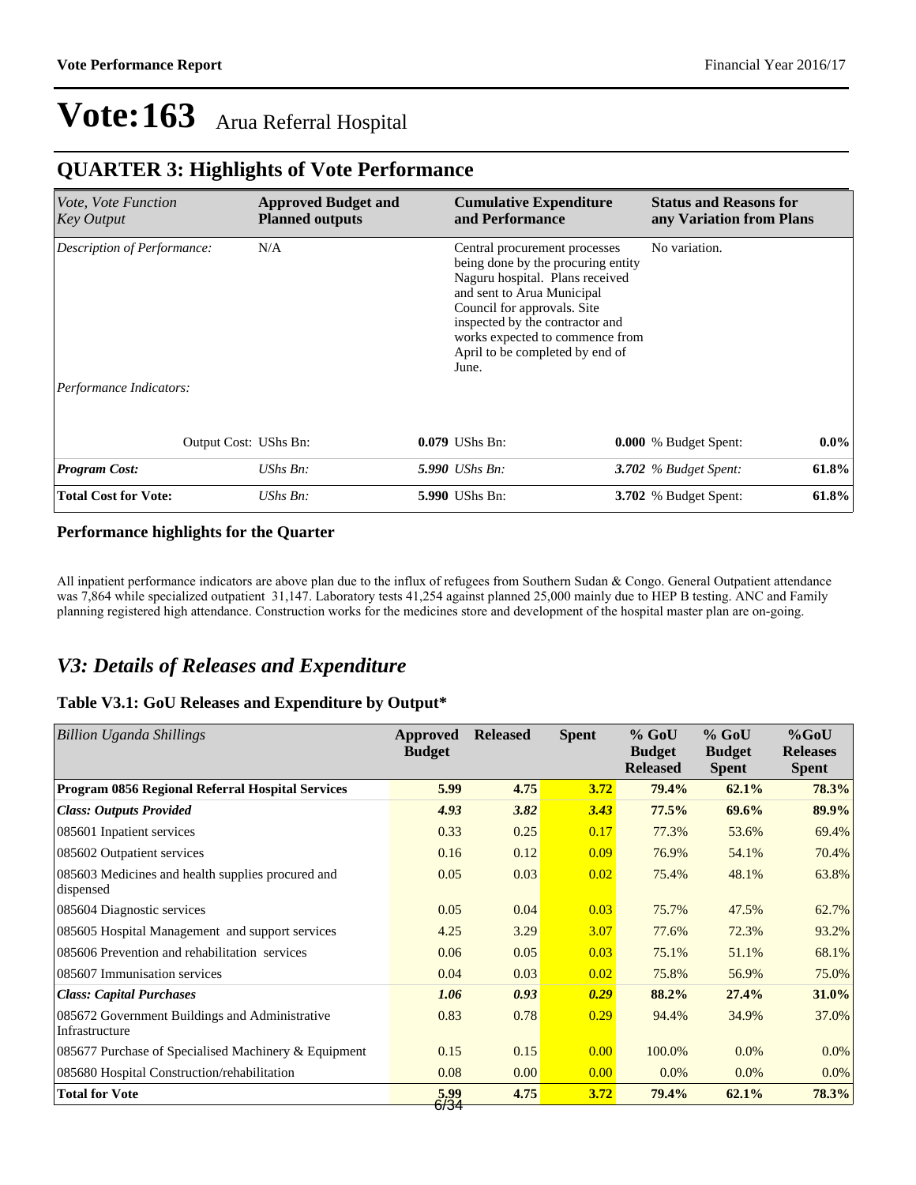# Vote:163 Arua Referral Hospital

## QUARTER 3: Highlights of Vote Performance

| *Vote, Vote Function Key Output* | **Approved Budget and Planned outputs** | | **Cumulative Expenditure and Performance** | | **Status and Reasons for any Variation from Plans** | |
|---|---|---|---|---|---|---|
| *Description of Performance:* | N/A | | Central procurement processes being done by the procuring entity Naguru hospital. Plans received and sent to Arua Municipal Council for approvals. Site inspected by the contractor and works expected to commence from April to be completed by end of June. | | No variation. | |
| *Performance Indicators:* | | | | | | |
| Output Cost: | UShs Bn: | **0.079** | UShs Bn: | **0.000** | % Budget Spent: | **0.0%** |
| ***Program Cost:*** | *UShs Bn:* | ***5.990*** | *UShs Bn:* | ***3.702*** | *% Budget Spent:* | **61.8%** |
| **Total Cost for Vote:** | *UShs Bn:* | **5.990** | UShs Bn: | **3.702** | % Budget Spent: | **61.8%** |

### Performance highlights for the Quarter

All inpatient performance indicators are above plan due to the influx of refugees from Southern Sudan & Congo. General Outpatient attendance was 7,864 while specialized outpatient 31,147. Laboratory tests 41,254 against planned 25,000 mainly due to HEP B testing. ANC and Family planning registered high attendance. Construction works for the medicines store and development of the hospital master plan are on-going.

## *V3: Details of Releases and Expenditure*

### Table V3.1: GoU Releases and Expenditure by Output*

| *Billion Uganda Shillings* | Approved Budget | Released | Spent | % GoU Budget Released | % GoU Budget Spent | %GoU Releases Spent |
|---|---|---|---|---|---|---|
| **Program 0856 Regional Referral Hospital Services** | **5.99** | **4.75** | **3.72** | **79.4%** | **62.1%** | **78.3%** |
| ***Class: Outputs Provided*** | ***4.93*** | ***3.82*** | ***3.43*** | **77.5%** | **69.6%** | **89.9%** |
| 085601 Inpatient services | 0.33 | 0.25 | 0.17 | 77.3% | 53.6% | 69.4% |
| 085602 Outpatient services | 0.16 | 0.12 | 0.09 | 76.9% | 54.1% | 70.4% |
| 085603 Medicines and health supplies procured and dispensed | 0.05 | 0.03 | 0.02 | 75.4% | 48.1% | 63.8% |
| 085604 Diagnostic services | 0.05 | 0.04 | 0.03 | 75.7% | 47.5% | 62.7% |
| 085605 Hospital Management and support services | 4.25 | 3.29 | 3.07 | 77.6% | 72.3% | 93.2% |
| 085606 Prevention and rehabilitation services | 0.06 | 0.05 | 0.03 | 75.1% | 51.1% | 68.1% |
| 085607 Immunisation services | 0.04 | 0.03 | 0.02 | 75.8% | 56.9% | 75.0% |
| ***Class: Capital Purchases*** | ***1.06*** | ***0.93*** | ***0.29*** | **88.2%** | **27.4%** | **31.0%** |
| 085672 Government Buildings and Administrative Infrastructure | 0.83 | 0.78 | 0.29 | 94.4% | 34.9% | 37.0% |
| 085677 Purchase of Specialised Machinery & Equipment | 0.15 | 0.15 | 0.00 | 100.0% | 0.0% | 0.0% |
| 085680 Hospital Construction/rehabilitation | 0.08 | 0.00 | 0.00 | 0.0% | 0.0% | 0.0% |
| **Total for Vote** | **5.99** | **4.75** | **3.72** | **79.4%** | **62.1%** | **78.3%** |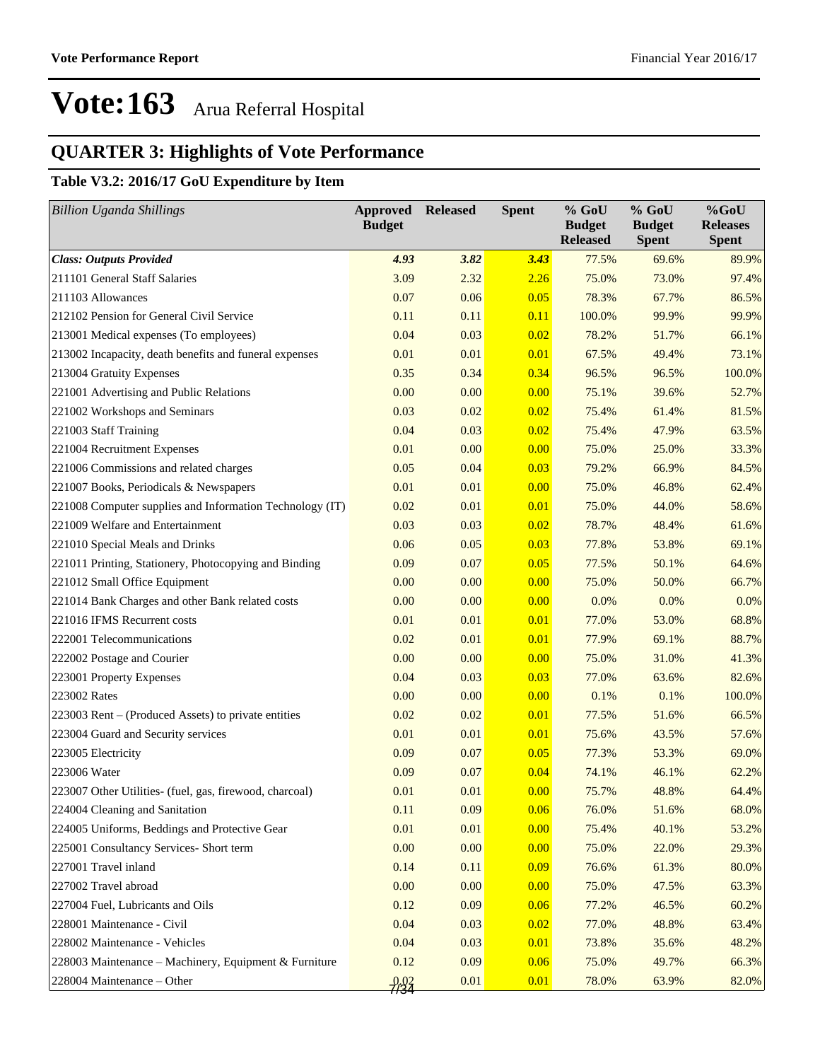# Vote:163 Arua Referral Hospital

## QUARTER 3: Highlights of Vote Performance

### Table V3.2: 2016/17 GoU Expenditure by Item

| *Billion Uganda Shillings* | Approved Budget | Released | Spent | % GoU Budget Released | % GoU Budget Spent | %GoU Releases Spent |
|---|---|---|---|---|---|---|
| ***Class: Outputs Provided*** | ***4.93*** | ***3.82*** | ***3.43*** | 77.5% | 69.6% | 89.9% |
| 211101 General Staff Salaries | 3.09 | 2.32 | 2.26 | 75.0% | 73.0% | 97.4% |
| 211103 Allowances | 0.07 | 0.06 | 0.05 | 78.3% | 67.7% | 86.5% |
| 212102 Pension for General Civil Service | 0.11 | 0.11 | 0.11 | 100.0% | 99.9% | 99.9% |
| 213001 Medical expenses (To employees) | 0.04 | 0.03 | 0.02 | 78.2% | 51.7% | 66.1% |
| 213002 Incapacity, death benefits and funeral expenses | 0.01 | 0.01 | 0.01 | 67.5% | 49.4% | 73.1% |
| 213004 Gratuity Expenses | 0.35 | 0.34 | 0.34 | 96.5% | 96.5% | 100.0% |
| 221001 Advertising and Public Relations | 0.00 | 0.00 | 0.00 | 75.1% | 39.6% | 52.7% |
| 221002 Workshops and Seminars | 0.03 | 0.02 | 0.02 | 75.4% | 61.4% | 81.5% |
| 221003 Staff Training | 0.04 | 0.03 | 0.02 | 75.4% | 47.9% | 63.5% |
| 221004 Recruitment Expenses | 0.01 | 0.00 | 0.00 | 75.0% | 25.0% | 33.3% |
| 221006 Commissions and related charges | 0.05 | 0.04 | 0.03 | 79.2% | 66.9% | 84.5% |
| 221007 Books, Periodicals & Newspapers | 0.01 | 0.01 | 0.00 | 75.0% | 46.8% | 62.4% |
| 221008 Computer supplies and Information Technology (IT) | 0.02 | 0.01 | 0.01 | 75.0% | 44.0% | 58.6% |
| 221009 Welfare and Entertainment | 0.03 | 0.03 | 0.02 | 78.7% | 48.4% | 61.6% |
| 221010 Special Meals and Drinks | 0.06 | 0.05 | 0.03 | 77.8% | 53.8% | 69.1% |
| 221011 Printing, Stationery, Photocopying and Binding | 0.09 | 0.07 | 0.05 | 77.5% | 50.1% | 64.6% |
| 221012 Small Office Equipment | 0.00 | 0.00 | 0.00 | 75.0% | 50.0% | 66.7% |
| 221014 Bank Charges and other Bank related costs | 0.00 | 0.00 | 0.00 | 0.0% | 0.0% | 0.0% |
| 221016 IFMS Recurrent costs | 0.01 | 0.01 | 0.01 | 77.0% | 53.0% | 68.8% |
| 222001 Telecommunications | 0.02 | 0.01 | 0.01 | 77.9% | 69.1% | 88.7% |
| 222002 Postage and Courier | 0.00 | 0.00 | 0.00 | 75.0% | 31.0% | 41.3% |
| 223001 Property Expenses | 0.04 | 0.03 | 0.03 | 77.0% | 63.6% | 82.6% |
| 223002 Rates | 0.00 | 0.00 | 0.00 | 0.1% | 0.1% | 100.0% |
| 223003 Rent – (Produced Assets) to private entities | 0.02 | 0.02 | 0.01 | 77.5% | 51.6% | 66.5% |
| 223004 Guard and Security services | 0.01 | 0.01 | 0.01 | 75.6% | 43.5% | 57.6% |
| 223005 Electricity | 0.09 | 0.07 | 0.05 | 77.3% | 53.3% | 69.0% |
| 223006 Water | 0.09 | 0.07 | 0.04 | 74.1% | 46.1% | 62.2% |
| 223007 Other Utilities- (fuel, gas, firewood, charcoal) | 0.01 | 0.01 | 0.00 | 75.7% | 48.8% | 64.4% |
| 224004 Cleaning and Sanitation | 0.11 | 0.09 | 0.06 | 76.0% | 51.6% | 68.0% |
| 224005 Uniforms, Beddings and Protective Gear | 0.01 | 0.01 | 0.00 | 75.4% | 40.1% | 53.2% |
| 225001 Consultancy Services- Short term | 0.00 | 0.00 | 0.00 | 75.0% | 22.0% | 29.3% |
| 227001 Travel inland | 0.14 | 0.11 | 0.09 | 76.6% | 61.3% | 80.0% |
| 227002 Travel abroad | 0.00 | 0.00 | 0.00 | 75.0% | 47.5% | 63.3% |
| 227004 Fuel, Lubricants and Oils | 0.12 | 0.09 | 0.06 | 77.2% | 46.5% | 60.2% |
| 228001 Maintenance - Civil | 0.04 | 0.03 | 0.02 | 77.0% | 48.8% | 63.4% |
| 228002 Maintenance - Vehicles | 0.04 | 0.03 | 0.01 | 73.8% | 35.6% | 48.2% |
| 228003 Maintenance – Machinery, Equipment & Furniture | 0.12 | 0.09 | 0.06 | 75.0% | 49.7% | 66.3% |
| 228004 Maintenance – Other | 0.02 | 0.01 | 0.01 | 78.0% | 63.9% | 82.0% |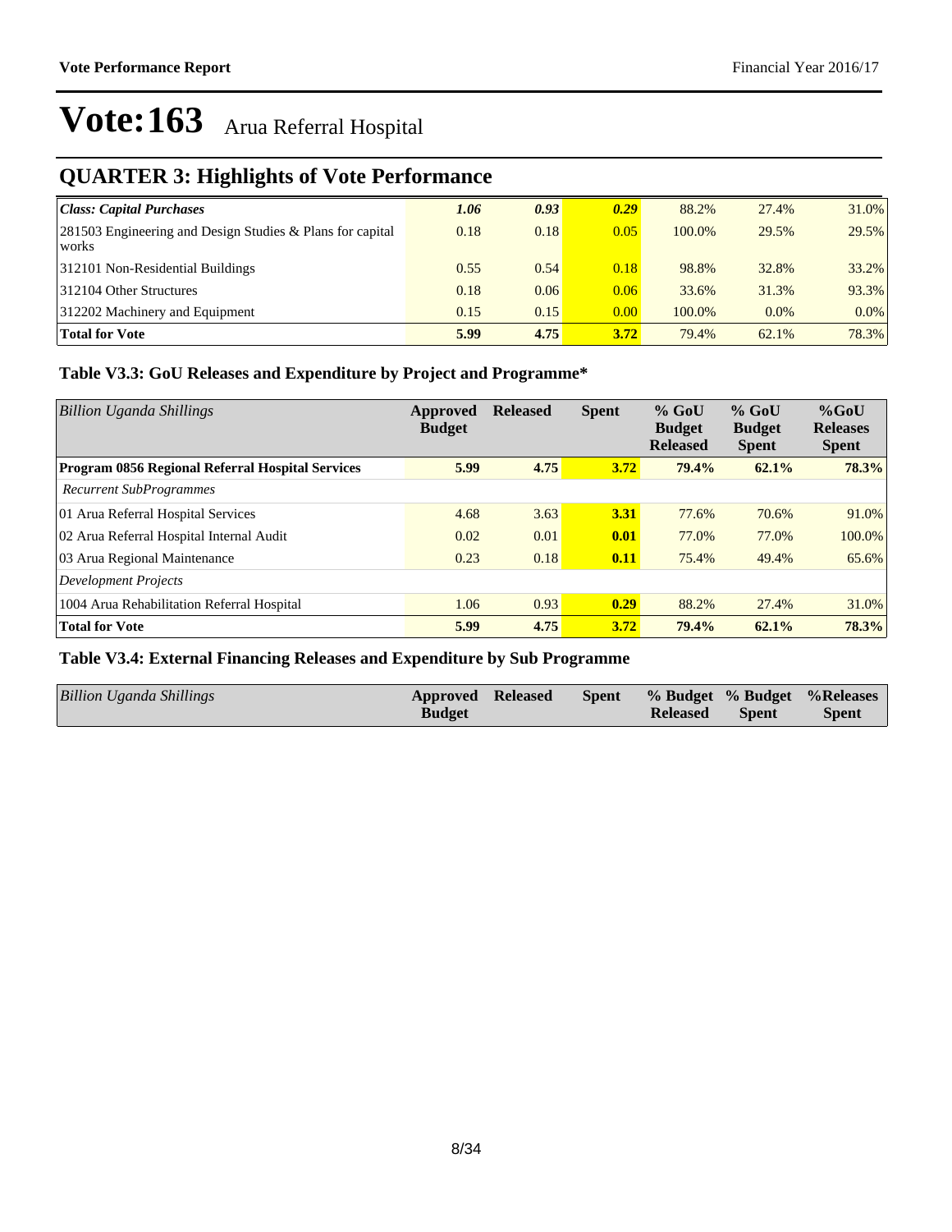# Vote:163 Arua Referral Hospital

## QUARTER 3: Highlights of Vote Performance

| *Class: Capital Purchases* | *1.06* | *0.93* | *0.29* | 88.2% | 27.4% | 31.0% |
|---|---|---|---|---|---|---|
| 281503 Engineering and Design Studies & Plans for capital works | 0.18 | 0.18 | 0.05 | 100.0% | 29.5% | 29.5% |
| 312101 Non-Residential Buildings | 0.55 | 0.54 | 0.18 | 98.8% | 32.8% | 33.2% |
| 312104 Other Structures | 0.18 | 0.06 | 0.06 | 33.6% | 31.3% | 93.3% |
| 312202 Machinery and Equipment | 0.15 | 0.15 | 0.00 | 100.0% | 0.0% | 0.0% |
| **Total for Vote** | **5.99** | **4.75** | **3.72** | 79.4% | 62.1% | 78.3% |

### Table V3.3: GoU Releases and Expenditure by Project and Programme*

| *Billion Uganda Shillings* | **Approved Budget** | **Released** | **Spent** | **% GoU Budget Released** | **% GoU Budget Spent** | **%GoU Releases Spent** |
|---|---|---|---|---|---|---|
| **Program 0856 Regional Referral Hospital Services** | **5.99** | **4.75** | **3.72** | **79.4%** | **62.1%** | **78.3%** |
| *Recurrent SubProgrammes* | | | | | | |
| 01 Arua Referral Hospital Services | 4.68 | 3.63 | **3.31** | 77.6% | 70.6% | 91.0% |
| 02 Arua Referral Hospital Internal Audit | 0.02 | 0.01 | **0.01** | 77.0% | 77.0% | 100.0% |
| 03 Arua Regional Maintenance | 0.23 | 0.18 | **0.11** | 75.4% | 49.4% | 65.6% |
| *Development Projects* | | | | | | |
| 1004 Arua Rehabilitation Referral Hospital | 1.06 | 0.93 | **0.29** | 88.2% | 27.4% | 31.0% |
| **Total for Vote** | **5.99** | **4.75** | **3.72** | **79.4%** | **62.1%** | **78.3%** |

### Table V3.4: External Financing Releases and Expenditure by Sub Programme

| *Billion Uganda Shillings* | **Approved Budget** | **Released** | **Spent** | **% Budget Released** | **% Budget Spent** | **%Releases Spent** |
|---|---|---|---|---|---|---|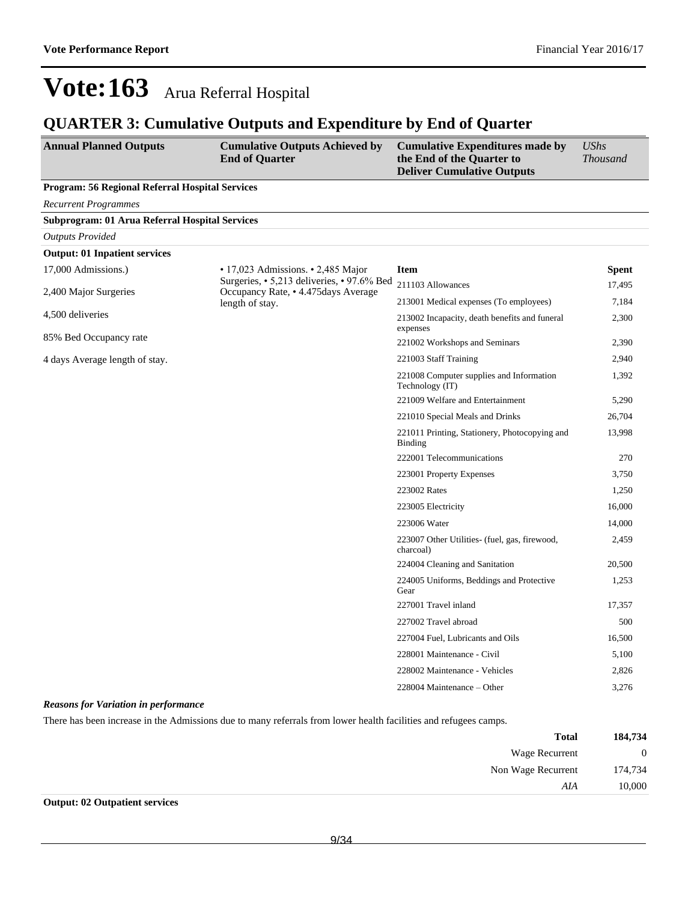# Vote:163 Arua Referral Hospital

## QUARTER 3: Cumulative Outputs and Expenditure by End of Quarter

| Annual Planned Outputs | Cumulative Outputs Achieved by End of Quarter | Cumulative Expenditures made by the End of the Quarter to Deliver Cumulative Outputs | *UShs Thousand* |
|---|---|---|---|
| **Program: 56 Regional Referral Hospital Services** | | | |
| *Recurrent Programmes* | | | |
| **Subprogram: 01 Arua Referral Hospital Services** | | | |
| *Outputs Provided* | | | |
| **Output: 01 Inpatient services** | | | |
| 17,000 Admissions.) | • 17,023 Admissions. • 2,485 Major Surgeries, • 5,213 deliveries, • 97.6% Bed Occupancy Rate, • 4.475days Average length of stay. | **Item** | **Spent** |
| 2,400 Major Surgeries | | 211103 Allowances | 17,495 |
| 4,500 deliveries | | 213001 Medical expenses (To employees) | 7,184 |
| 85% Bed Occupancy rate | | 213002 Incapacity, death benefits and funeral expenses | 2,300 |
| 4 days Average length of stay. | | 221002 Workshops and Seminars | 2,390 |
| | | 221003 Staff Training | 2,940 |
| | | 221008 Computer supplies and Information Technology (IT) | 1,392 |
| | | 221009 Welfare and Entertainment | 5,290 |
| | | 221010 Special Meals and Drinks | 26,704 |
| | | 221011 Printing, Stationery, Photocopying and Binding | 13,998 |
| | | 222001 Telecommunications | 270 |
| | | 223001 Property Expenses | 3,750 |
| | | 223002 Rates | 1,250 |
| | | 223005 Electricity | 16,000 |
| | | 223006 Water | 14,000 |
| | | 223007 Other Utilities- (fuel, gas, firewood, charcoal) | 2,459 |
| | | 224004 Cleaning and Sanitation | 20,500 |
| | | 224005 Uniforms, Beddings and Protective Gear | 1,253 |
| | | 227001 Travel inland | 17,357 |
| | | 227002 Travel abroad | 500 |
| | | 227004 Fuel, Lubricants and Oils | 16,500 |
| | | 228001 Maintenance - Civil | 5,100 |
| | | 228002 Maintenance - Vehicles | 2,826 |
| | | 228004 Maintenance – Other | 3,276 |

***Reasons for Variation in performance***

There has been increase in the Admissions due to many referrals from lower health facilities and refugees camps.

| | |
|---|---|
| **Total** | **184,734** |
| Wage Recurrent | 0 |
| Non Wage Recurrent | 174,734 |
| *AIA* | 10,000 |

**Output: 02 Outpatient services**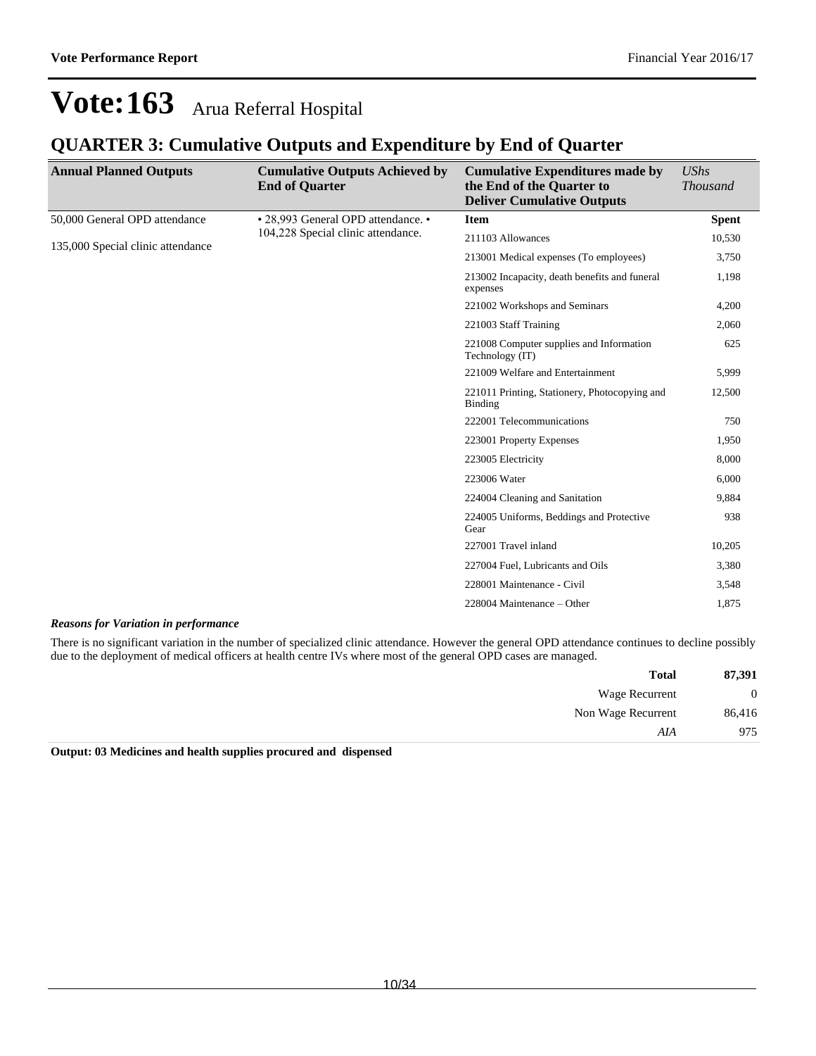# Vote:163 Arua Referral Hospital

## QUARTER 3: Cumulative Outputs and Expenditure by End of Quarter

| Annual Planned Outputs | Cumulative Outputs Achieved by End of Quarter | Cumulative Expenditures made by the End of the Quarter to Deliver Cumulative Outputs | *UShs Thousand* |
|---|---|---|---|
| 50,000 General OPD attendance<br><br>135,000 Special clinic attendance | • 28,993 General OPD attendance. • 104,228 Special clinic attendance. | **Item** | **Spent** |
| | | 211103 Allowances | 10,530 |
| | | 213001 Medical expenses (To employees) | 3,750 |
| | | 213002 Incapacity, death benefits and funeral expenses | 1,198 |
| | | 221002 Workshops and Seminars | 4,200 |
| | | 221003 Staff Training | 2,060 |
| | | 221008 Computer supplies and Information Technology (IT) | 625 |
| | | 221009 Welfare and Entertainment | 5,999 |
| | | 221011 Printing, Stationery, Photocopying and Binding | 12,500 |
| | | 222001 Telecommunications | 750 |
| | | 223001 Property Expenses | 1,950 |
| | | 223005 Electricity | 8,000 |
| | | 223006 Water | 6,000 |
| | | 224004 Cleaning and Sanitation | 9,884 |
| | | 224005 Uniforms, Beddings and Protective Gear | 938 |
| | | 227001 Travel inland | 10,205 |
| | | 227004 Fuel, Lubricants and Oils | 3,380 |
| | | 228001 Maintenance - Civil | 3,548 |
| | | 228004 Maintenance – Other | 1,875 |

***Reasons for Variation in performance***

There is no significant variation in the number of specialized clinic attendance. However the general OPD attendance continues to decline possibly due to the deployment of medical officers at health centre IVs where most of the general OPD cases are managed.

| | |
|---|---|
| **Total** | **87,391** |
| Wage Recurrent | 0 |
| Non Wage Recurrent | 86,416 |
| *AIA* | 975 |

**Output: 03 Medicines and health supplies procured and dispensed**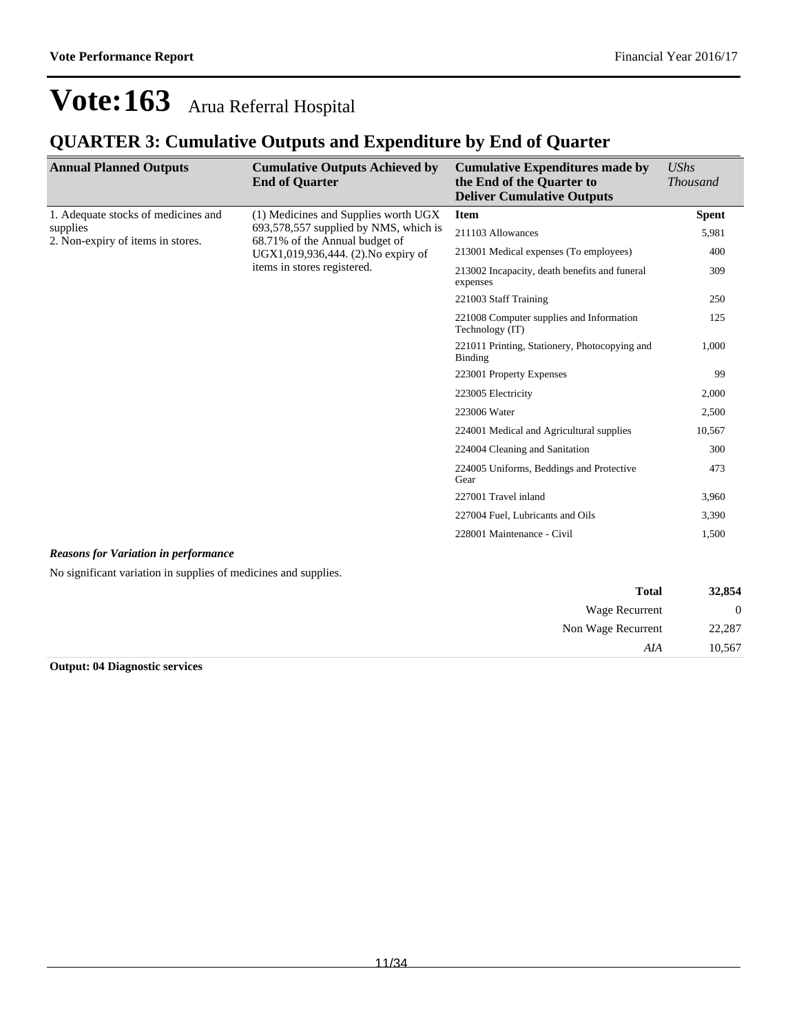# Vote:163 Arua Referral Hospital

## QUARTER 3: Cumulative Outputs and Expenditure by End of Quarter

| Annual Planned Outputs | Cumulative Outputs Achieved by End of Quarter | Cumulative Expenditures made by the End of the Quarter to Deliver Cumulative Outputs | *UShs Thousand* |
|---|---|---|---|
| 1. Adequate stocks of medicines and supplies<br>2. Non-expiry of items in stores. | (1) Medicines and Supplies worth UGX 693,578,557 supplied by NMS, which is 68.71% of the Annual budget of UGX1,019,936,444. (2).No expiry of items in stores registered. | **Item** | **Spent** |
| | | 211103 Allowances | 5,981 |
| | | 213001 Medical expenses (To employees) | 400 |
| | | 213002 Incapacity, death benefits and funeral expenses | 309 |
| | | 221003 Staff Training | 250 |
| | | 221008 Computer supplies and Information Technology (IT) | 125 |
| | | 221011 Printing, Stationery, Photocopying and Binding | 1,000 |
| | | 223001 Property Expenses | 99 |
| | | 223005 Electricity | 2,000 |
| | | 223006 Water | 2,500 |
| | | 224001 Medical and Agricultural supplies | 10,567 |
| | | 224004 Cleaning and Sanitation | 300 |
| | | 224005 Uniforms, Beddings and Protective Gear | 473 |
| | | 227001 Travel inland | 3,960 |
| | | 227004 Fuel, Lubricants and Oils | 3,390 |
| | | 228001 Maintenance - Civil | 1,500 |

***Reasons for Variation in performance***

No significant variation in supplies of medicines and supplies.

| | |
|---|---|
| **Total** | **32,854** |
| Wage Recurrent | 0 |
| Non Wage Recurrent | 22,287 |
| *AIA* | 10,567 |

**Output: 04 Diagnostic services**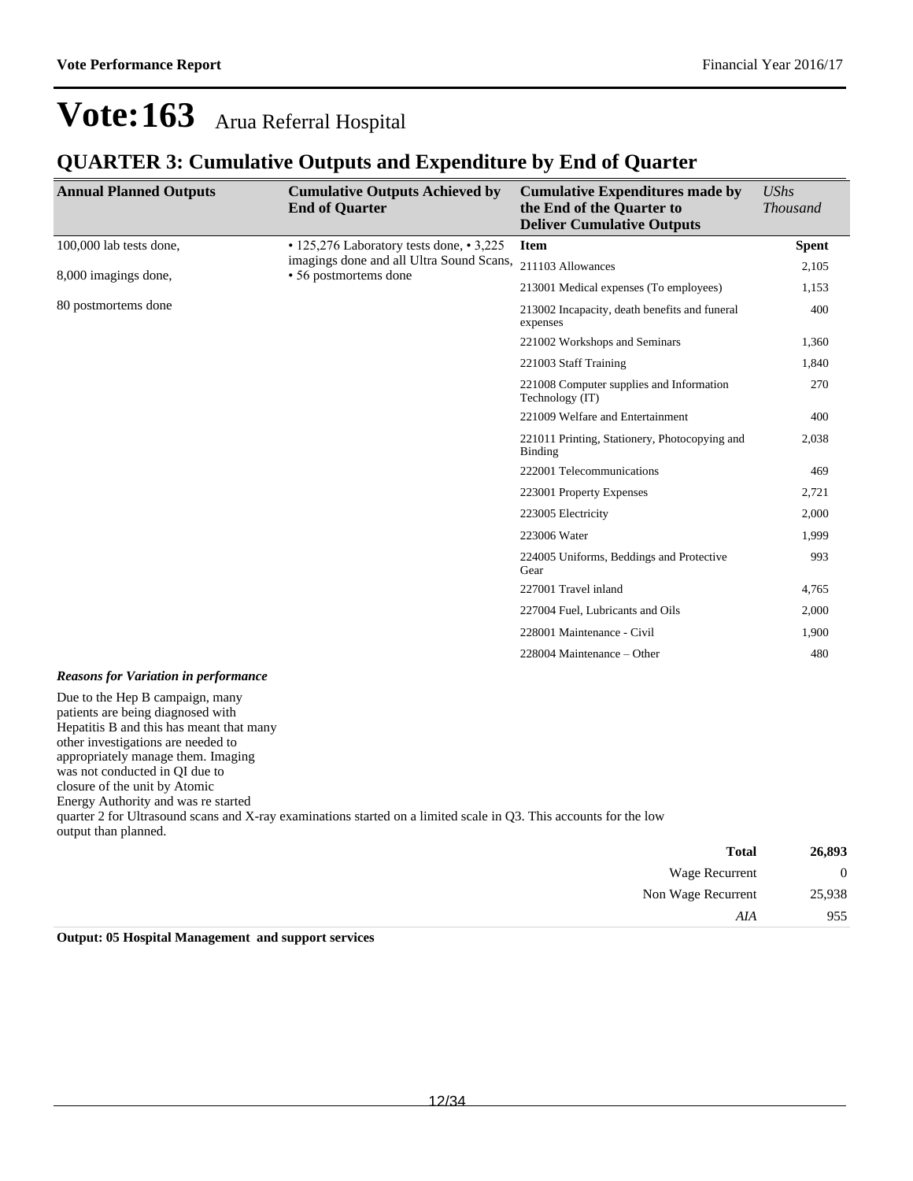# Vote:163 Arua Referral Hospital

## QUARTER 3: Cumulative Outputs and Expenditure by End of Quarter

| Annual Planned Outputs | Cumulative Outputs Achieved by End of Quarter | Cumulative Expenditures made by the End of the Quarter to Deliver Cumulative Outputs | *UShs Thousand* |
|---|---|---|---|
| 100,000 lab tests done,<br>8,000 imagings done,<br>80 postmortems done | • 125,276 Laboratory tests done, • 3,225 imagings done and all Ultra Sound Scans, • 56 postmortems done | **Item** | **Spent** |
| | | 211103 Allowances | 2,105 |
| | | 213001 Medical expenses (To employees) | 1,153 |
| | | 213002 Incapacity, death benefits and funeral expenses | 400 |
| | | 221002 Workshops and Seminars | 1,360 |
| | | 221003 Staff Training | 1,840 |
| | | 221008 Computer supplies and Information Technology (IT) | 270 |
| | | 221009 Welfare and Entertainment | 400 |
| | | 221011 Printing, Stationery, Photocopying and Binding | 2,038 |
| | | 222001 Telecommunications | 469 |
| | | 223001 Property Expenses | 2,721 |
| | | 223005 Electricity | 2,000 |
| | | 223006 Water | 1,999 |
| | | 224005 Uniforms, Beddings and Protective Gear | 993 |
| | | 227001 Travel inland | 4,765 |
| | | 227004 Fuel, Lubricants and Oils | 2,000 |
| | | 228001 Maintenance - Civil | 1,900 |
| | | 228004 Maintenance – Other | 480 |

***Reasons for Variation in performance***

Due to the Hep B campaign, many patients are being diagnosed with Hepatitis B and this has meant that many other investigations are needed to appropriately manage them. Imaging was not conducted in QI due to closure of the unit by Atomic Energy Authority and was re started quarter 2 for Ultrasound scans and X-ray examinations started on a limited scale in Q3. This accounts for the low output than planned.

| | |
|---|---|
| **Total** | **26,893** |
| Wage Recurrent | 0 |
| Non Wage Recurrent | 25,938 |
| *AIA* | 955 |

**Output: 05 Hospital Management and support services**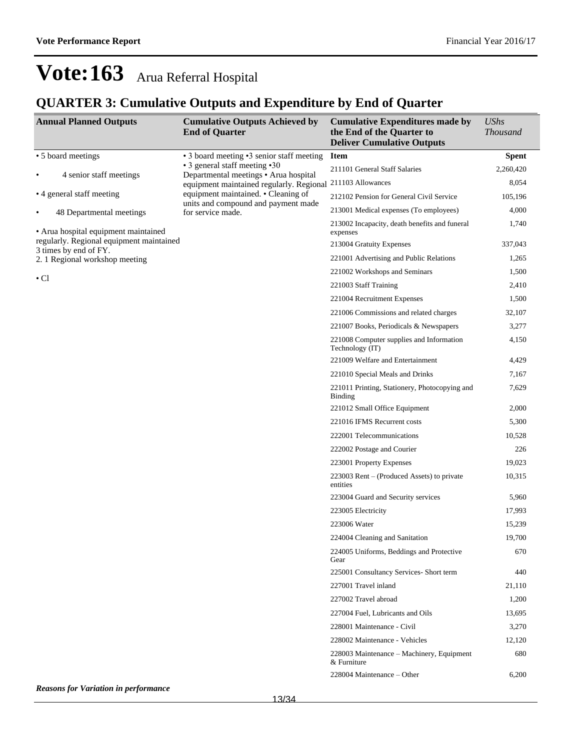# Vote:163 Arua Referral Hospital

## QUARTER 3: Cumulative Outputs and Expenditure by End of Quarter

| Annual Planned Outputs | Cumulative Outputs Achieved by End of Quarter | Cumulative Expenditures made by the End of the Quarter to Deliver Cumulative Outputs | *UShs Thousand* |
|---|---|---|---|
| • 5 board meetings<br>• 4 senior staff meetings<br>• 4 general staff meeting<br>• 48 Departmental meetings<br>• Arua hospital equipment maintained regularly. Regional equipment maintained 3 times by end of FY.<br>2. 1 Regional workshop meeting<br>• Cl | • 3 board meeting •3 senior staff meeting • 3 general staff meeting •30 Departmental meetings • Arua hospital equipment maintained regularly. Regional equipment maintained. • Cleaning of units and compound and payment made for service made. | **Item** | **Spent** |
| | | 211101 General Staff Salaries | 2,260,420 |
| | | 211103 Allowances | 8,054 |
| | | 212102 Pension for General Civil Service | 105,196 |
| | | 213001 Medical expenses (To employees) | 4,000 |
| | | 213002 Incapacity, death benefits and funeral expenses | 1,740 |
| | | 213004 Gratuity Expenses | 337,043 |
| | | 221001 Advertising and Public Relations | 1,265 |
| | | 221002 Workshops and Seminars | 1,500 |
| | | 221003 Staff Training | 2,410 |
| | | 221004 Recruitment Expenses | 1,500 |
| | | 221006 Commissions and related charges | 32,107 |
| | | 221007 Books, Periodicals & Newspapers | 3,277 |
| | | 221008 Computer supplies and Information Technology (IT) | 4,150 |
| | | 221009 Welfare and Entertainment | 4,429 |
| | | 221010 Special Meals and Drinks | 7,167 |
| | | 221011 Printing, Stationery, Photocopying and Binding | 7,629 |
| | | 221012 Small Office Equipment | 2,000 |
| | | 221016 IFMS Recurrent costs | 5,300 |
| | | 222001 Telecommunications | 10,528 |
| | | 222002 Postage and Courier | 226 |
| | | 223001 Property Expenses | 19,023 |
| | | 223003 Rent – (Produced Assets) to private entities | 10,315 |
| | | 223004 Guard and Security services | 5,960 |
| | | 223005 Electricity | 17,993 |
| | | 223006 Water | 15,239 |
| | | 224004 Cleaning and Sanitation | 19,700 |
| | | 224005 Uniforms, Beddings and Protective Gear | 670 |
| | | 225001 Consultancy Services- Short term | 440 |
| | | 227001 Travel inland | 21,110 |
| | | 227002 Travel abroad | 1,200 |
| | | 227004 Fuel, Lubricants and Oils | 13,695 |
| | | 228001 Maintenance - Civil | 3,270 |
| | | 228002 Maintenance - Vehicles | 12,120 |
| | | 228003 Maintenance – Machinery, Equipment & Furniture | 680 |
| | | 228004 Maintenance – Other | 6,200 |

*Reasons for Variation in performance*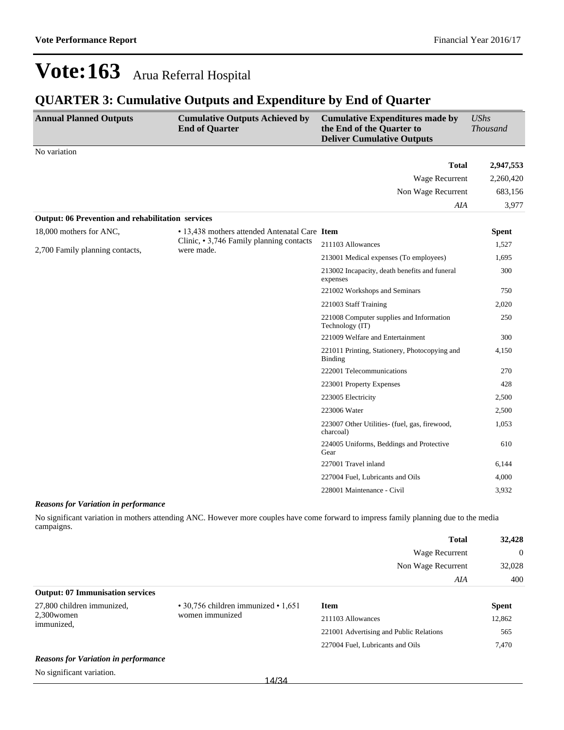# Vote:163 Arua Referral Hospital

## QUARTER 3: Cumulative Outputs and Expenditure by End of Quarter

| Annual Planned Outputs | Cumulative Outputs Achieved by End of Quarter | Cumulative Expenditures made by the End of the Quarter to Deliver Cumulative Outputs | UShs Thousand |
|---|---|---|---|

No variation

| | |
|---|---|
| **Total** | **2,947,553** |
| Wage Recurrent | 2,260,420 |
| Non Wage Recurrent | 683,156 |
| *AIA* | 3,977 |

**Output: 06 Prevention and rehabilitation services**

| Annual Planned Outputs | Cumulative Outputs Achieved by End of Quarter | Item | Spent |
|---|---|---|---|
| 18,000 mothers for ANC,<br><br>2,700 Family planning contacts, | • 13,438 mothers attended Antenatal Care Clinic, • 3,746 Family planning contacts were made. | 211103 Allowances | 1,527 |
| | | 213001 Medical expenses (To employees) | 1,695 |
| | | 213002 Incapacity, death benefits and funeral expenses | 300 |
| | | 221002 Workshops and Seminars | 750 |
| | | 221003 Staff Training | 2,020 |
| | | 221008 Computer supplies and Information Technology (IT) | 250 |
| | | 221009 Welfare and Entertainment | 300 |
| | | 221011 Printing, Stationery, Photocopying and Binding | 4,150 |
| | | 222001 Telecommunications | 270 |
| | | 223001 Property Expenses | 428 |
| | | 223005 Electricity | 2,500 |
| | | 223006 Water | 2,500 |
| | | 223007 Other Utilities- (fuel, gas, firewood, charcoal) | 1,053 |
| | | 224005 Uniforms, Beddings and Protective Gear | 610 |
| | | 227001 Travel inland | 6,144 |
| | | 227004 Fuel, Lubricants and Oils | 4,000 |
| | | 228001 Maintenance - Civil | 3,932 |

***Reasons for Variation in performance***

No significant variation in mothers attending ANC. However more couples have come forward to impress family planning due to the media campaigns.

| | |
|---|---|
| **Total** | **32,428** |
| Wage Recurrent | 0 |
| Non Wage Recurrent | 32,028 |
| *AIA* | 400 |

**Output: 07 Immunisation services**

| Annual Planned Outputs | Cumulative Outputs Achieved by End of Quarter | Item | Spent |
|---|---|---|---|
| 27,800 children immunized,<br>2,300women immunized, | • 30,756 children immunized • 1,651 women immunized | 211103 Allowances | 12,862 |
| | | 221001 Advertising and Public Relations | 565 |
| | | 227004 Fuel, Lubricants and Oils | 7,470 |

***Reasons for Variation in performance***

No significant variation.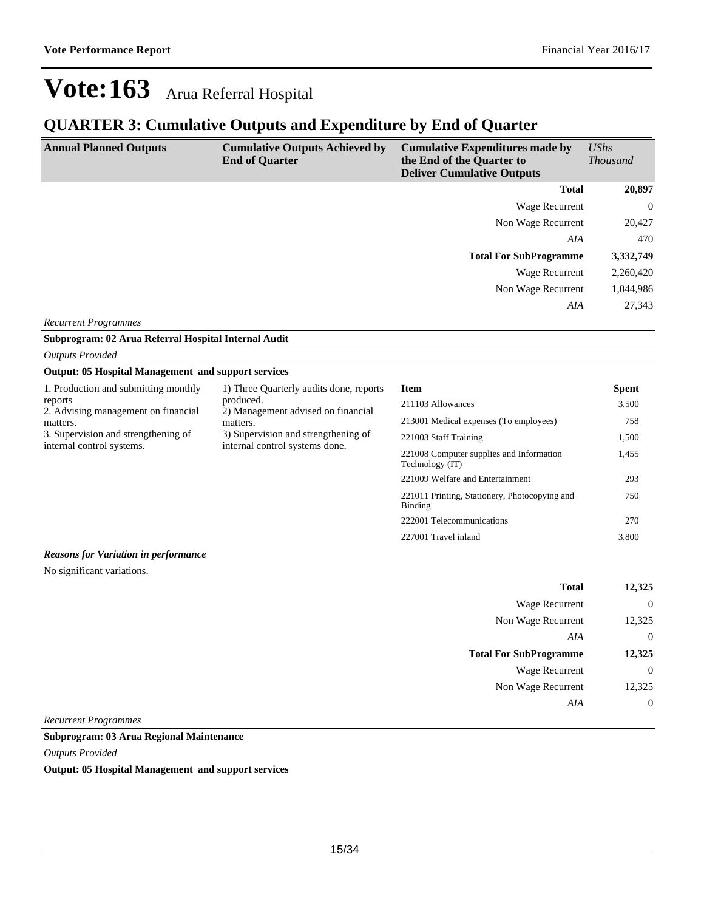# Vote:163 Arua Referral Hospital

## QUARTER 3: Cumulative Outputs and Expenditure by End of Quarter

| Annual Planned Outputs | Cumulative Outputs Achieved by End of Quarter | Cumulative Expenditures made by the End of the Quarter to Deliver Cumulative Outputs | *UShs Thousand* |
|---|---|---|---|
| | | **Total** | **20,897** |
| | | Wage Recurrent | 0 |
| | | Non Wage Recurrent | 20,427 |
| | | *AIA* | 470 |
| | | **Total For SubProgramme** | **3,332,749** |
| | | Wage Recurrent | 2,260,420 |
| | | Non Wage Recurrent | 1,044,986 |
| | | *AIA* | 27,343 |

*Recurrent Programmes*

**Subprogram: 02 Arua Referral Hospital Internal Audit**

*Outputs Provided*

**Output: 05 Hospital Management and support services**

| Annual Planned Outputs | Cumulative Outputs Achieved by End of Quarter | Item | Spent |
|---|---|---|---|
| 1. Production and submitting monthly reports<br>2. Advising management on financial matters.<br>3. Supervision and strengthening of internal control systems. | 1) Three Quarterly audits done, reports produced.<br>2) Management advised on financial matters.<br>3) Supervision and strengthening of internal control systems done. | 211103 Allowances | 3,500 |
| | | 213001 Medical expenses (To employees) | 758 |
| | | 221003 Staff Training | 1,500 |
| | | 221008 Computer supplies and Information Technology (IT) | 1,455 |
| | | 221009 Welfare and Entertainment | 293 |
| | | 221011 Printing, Stationery, Photocopying and Binding | 750 |
| | | 222001 Telecommunications | 270 |
| | | 227001 Travel inland | 3,800 |

***Reasons for Variation in performance***

No significant variations.

| | |
|---|---|
| **Total** | **12,325** |
| Wage Recurrent | 0 |
| Non Wage Recurrent | 12,325 |
| *AIA* | 0 |
| **Total For SubProgramme** | **12,325** |
| Wage Recurrent | 0 |
| Non Wage Recurrent | 12,325 |
| *AIA* | 0 |

*Recurrent Programmes*

**Subprogram: 03 Arua Regional Maintenance**

*Outputs Provided*

**Output: 05 Hospital Management and support services**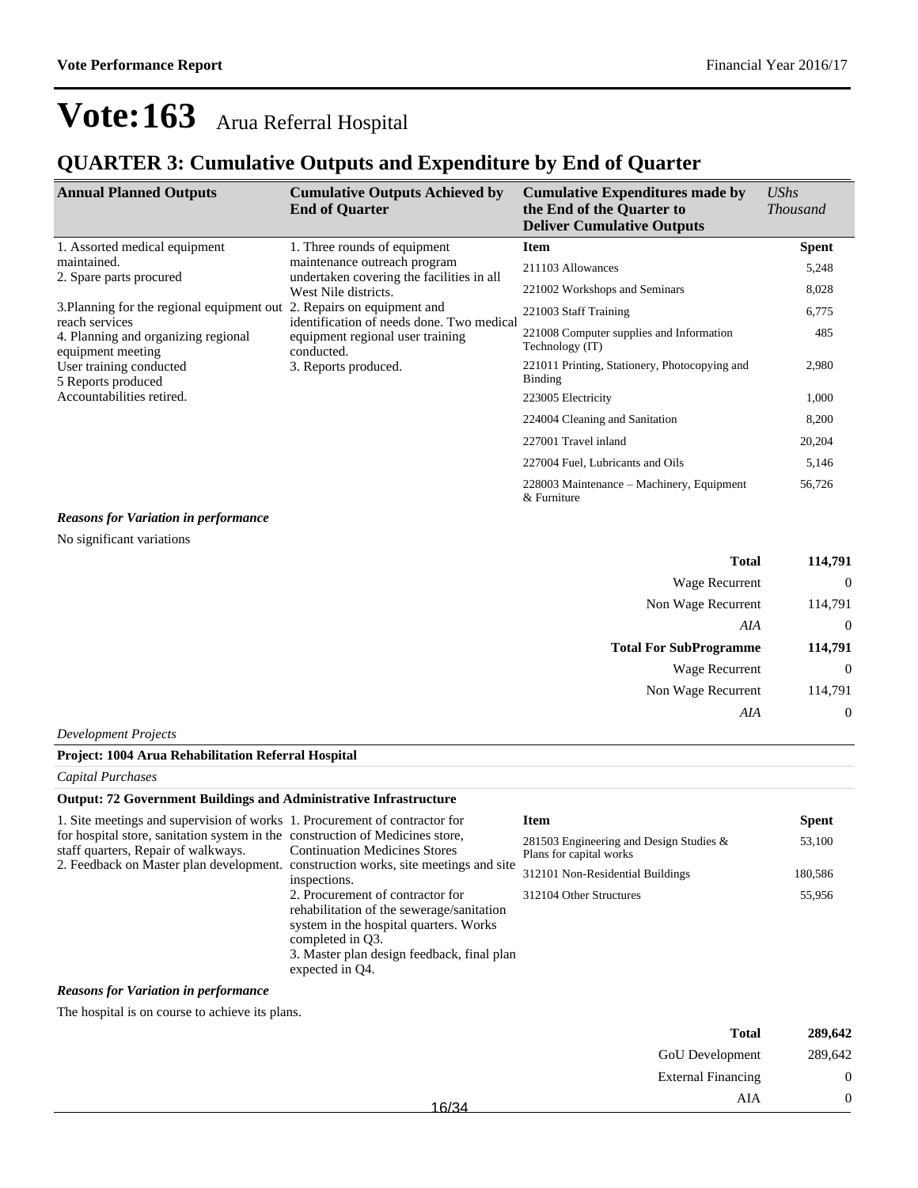# Vote:163 Arua Referral Hospital

## QUARTER 3: Cumulative Outputs and Expenditure by End of Quarter

| Annual Planned Outputs | Cumulative Outputs Achieved by End of Quarter | Cumulative Expenditures made by the End of the Quarter to Deliver Cumulative Outputs | *UShs Thousand* |
|---|---|---|---|
| 1. Assorted medical equipment maintained.<br>2. Spare parts procured<br>3.Planning for the regional equipment out reach services<br>4. Planning and organizing regional equipment meeting<br>User training conducted<br>5 Reports produced<br>Accountabilities retired. | 1. Three rounds of equipment maintenance outreach program undertaken covering the facilities in all West Nile districts.<br>2. Repairs on equipment and identification of needs done. Two medical equipment regional user training conducted.<br>3. Reports produced. | **Item** | **Spent** |
| | | 211103 Allowances | 5,248 |
| | | 221002 Workshops and Seminars | 8,028 |
| | | 221003 Staff Training | 6,775 |
| | | 221008 Computer supplies and Information Technology (IT) | 485 |
| | | 221011 Printing, Stationery, Photocopying and Binding | 2,980 |
| | | 223005 Electricity | 1,000 |
| | | 224004 Cleaning and Sanitation | 8,200 |
| | | 227001 Travel inland | 20,204 |
| | | 227004 Fuel, Lubricants and Oils | 5,146 |
| | | 228003 Maintenance – Machinery, Equipment & Furniture | 56,726 |

***Reasons for Variation in performance***

No significant variations

| | |
|---|---|
| **Total** | **114,791** |
| Wage Recurrent | 0 |
| Non Wage Recurrent | 114,791 |
| *AIA* | 0 |
| **Total For SubProgramme** | **114,791** |
| Wage Recurrent | 0 |
| Non Wage Recurrent | 114,791 |
| *AIA* | 0 |

*Development Projects*

**Project: 1004 Arua Rehabilitation Referral Hospital**

*Capital Purchases*

**Output: 72 Government Buildings and Administrative Infrastructure**

| | | | |
|---|---|---|---|
| 1. Site meetings and supervision of works for hospital store, sanitation system in the staff quarters, Repair of walkways.<br>2. Feedback on Master plan development. | 1. Procurement of contractor for construction of Medicines store, Continuation Medicines Stores construction works, site meetings and site inspections.<br>2. Procurement of contractor for rehabilitation of the sewerage/sanitation system in the hospital quarters. Works completed in Q3.<br>3. Master plan design feedback, final plan expected in Q4. | **Item** | **Spent** |
| | | 281503 Engineering and Design Studies & Plans for capital works | 53,100 |
| | | 312101 Non-Residential Buildings | 180,586 |
| | | 312104 Other Structures | 55,956 |

***Reasons for Variation in performance***

The hospital is on course to achieve its plans.

| | |
|---|---|
| **Total** | **289,642** |
| GoU Development | 289,642 |
| External Financing | 0 |
| AIA | 0 |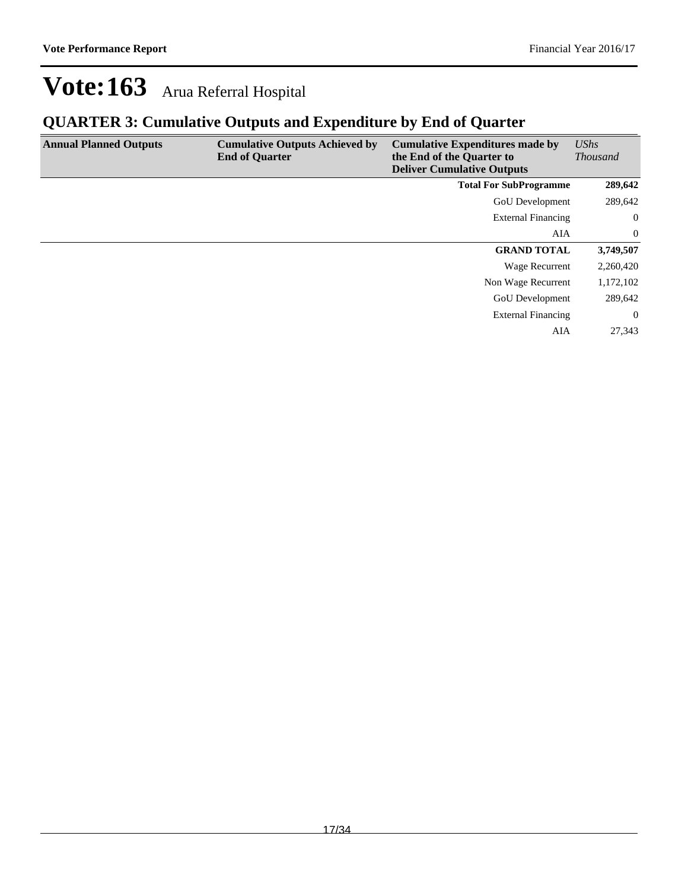# Vote:163 Arua Referral Hospital

## QUARTER 3: Cumulative Outputs and Expenditure by End of Quarter

| Annual Planned Outputs | Cumulative Outputs Achieved by End of Quarter | Cumulative Expenditures made by the End of the Quarter to Deliver Cumulative Outputs | *UShs Thousand* |
|---|---|---|---|
| | | **Total For SubProgramme** | **289,642** |
| | | GoU Development | 289,642 |
| | | External Financing | 0 |
| | | AIA | 0 |
| | | **GRAND TOTAL** | **3,749,507** |
| | | Wage Recurrent | 2,260,420 |
| | | Non Wage Recurrent | 1,172,102 |
| | | GoU Development | 289,642 |
| | | External Financing | 0 |
| | | AIA | 27,343 |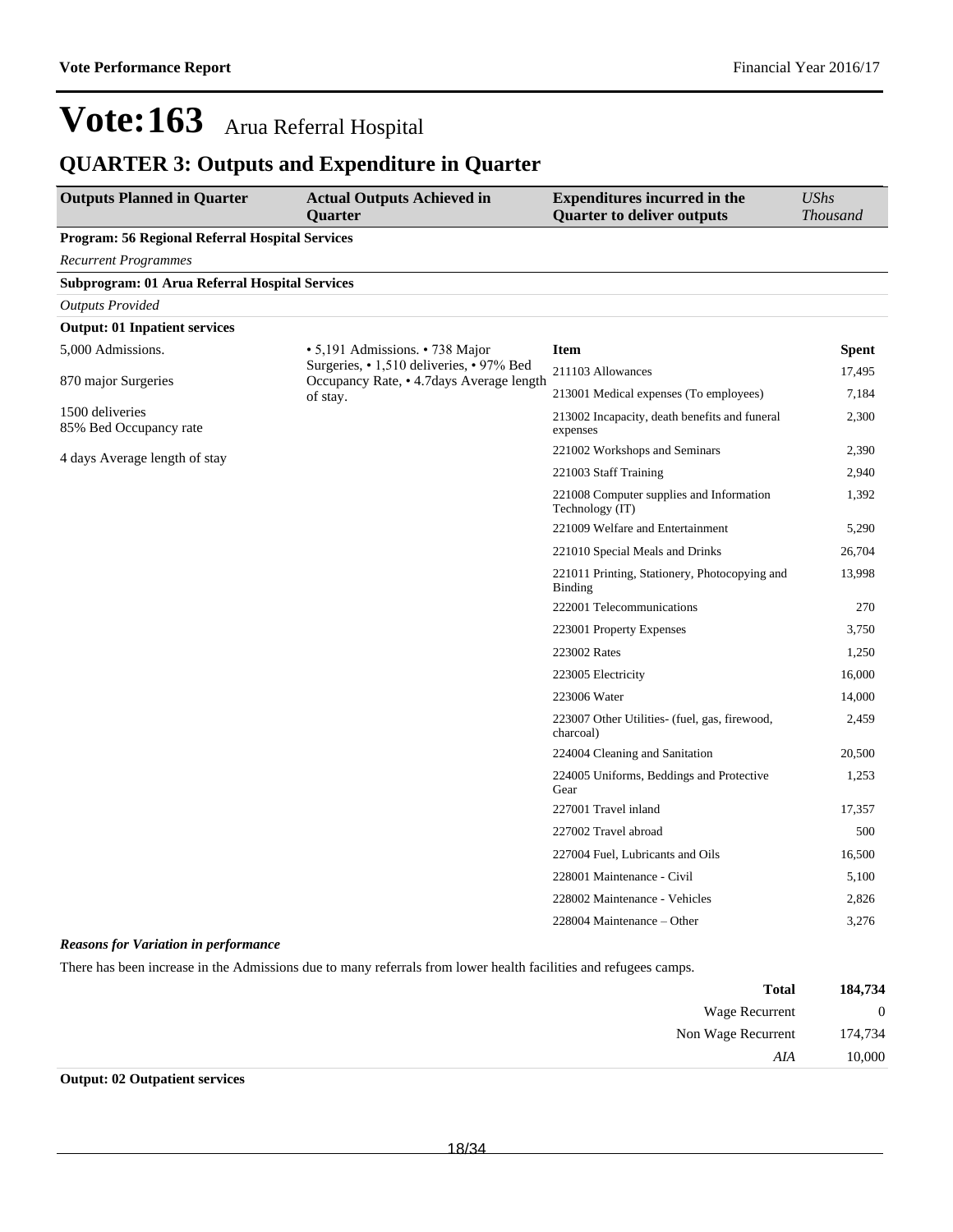# Vote:163 Arua Referral Hospital

## QUARTER 3: Outputs and Expenditure in Quarter

| Outputs Planned in Quarter | Actual Outputs Achieved in Quarter | Expenditures incurred in the Quarter to deliver outputs | *UShs Thousand* |
|---|---|---|---|
| **Program: 56 Regional Referral Hospital Services** | | | |
| *Recurrent Programmes* | | | |
| **Subprogram: 01 Arua Referral Hospital Services** | | | |
| *Outputs Provided* | | | |
| **Output: 01 Inpatient services** | | | |
| 5,000 Admissions.<br><br>870 major Surgeries<br><br>1500 deliveries<br>85% Bed Occupancy rate<br><br>4 days Average length of stay | • 5,191 Admissions. • 738 Major Surgeries, • 1,510 deliveries, • 97% Bed Occupancy Rate, • 4.7days Average length of stay. | **Item** | **Spent** |
| | | 211103 Allowances | 17,495 |
| | | 213001 Medical expenses (To employees) | 7,184 |
| | | 213002 Incapacity, death benefits and funeral expenses | 2,300 |
| | | 221002 Workshops and Seminars | 2,390 |
| | | 221003 Staff Training | 2,940 |
| | | 221008 Computer supplies and Information Technology (IT) | 1,392 |
| | | 221009 Welfare and Entertainment | 5,290 |
| | | 221010 Special Meals and Drinks | 26,704 |
| | | 221011 Printing, Stationery, Photocopying and Binding | 13,998 |
| | | 222001 Telecommunications | 270 |
| | | 223001 Property Expenses | 3,750 |
| | | 223002 Rates | 1,250 |
| | | 223005 Electricity | 16,000 |
| | | 223006 Water | 14,000 |
| | | 223007 Other Utilities- (fuel, gas, firewood, charcoal) | 2,459 |
| | | 224004 Cleaning and Sanitation | 20,500 |
| | | 224005 Uniforms, Beddings and Protective Gear | 1,253 |
| | | 227001 Travel inland | 17,357 |
| | | 227002 Travel abroad | 500 |
| | | 227004 Fuel, Lubricants and Oils | 16,500 |
| | | 228001 Maintenance - Civil | 5,100 |
| | | 228002 Maintenance - Vehicles | 2,826 |
| | | 228004 Maintenance – Other | 3,276 |

***Reasons for Variation in performance***

There has been increase in the Admissions due to many referrals from lower health facilities and refugees camps.

| | |
|---|---|
| **Total** | **184,734** |
| Wage Recurrent | 0 |
| Non Wage Recurrent | 174,734 |
| *AIA* | 10,000 |

**Output: 02 Outpatient services**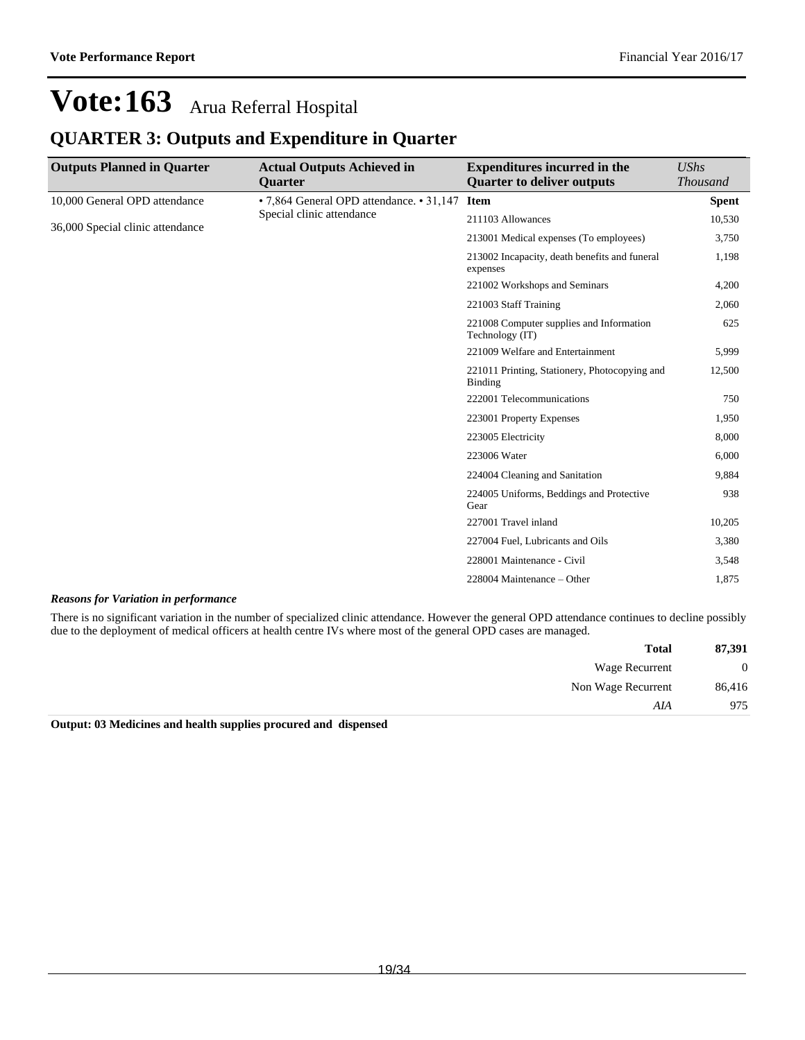# Vote:163 Arua Referral Hospital

## QUARTER 3: Outputs and Expenditure in Quarter

| Outputs Planned in Quarter | Actual Outputs Achieved in Quarter | Expenditures incurred in the Quarter to deliver outputs | *UShs Thousand* |
|---|---|---|---|
| 10,000 General OPD attendance<br><br>36,000 Special clinic attendance | • 7,864 General OPD attendance. • 31,147 Special clinic attendance | **Item** | **Spent** |
| | | 211103 Allowances | 10,530 |
| | | 213001 Medical expenses (To employees) | 3,750 |
| | | 213002 Incapacity, death benefits and funeral expenses | 1,198 |
| | | 221002 Workshops and Seminars | 4,200 |
| | | 221003 Staff Training | 2,060 |
| | | 221008 Computer supplies and Information Technology (IT) | 625 |
| | | 221009 Welfare and Entertainment | 5,999 |
| | | 221011 Printing, Stationery, Photocopying and Binding | 12,500 |
| | | 222001 Telecommunications | 750 |
| | | 223001 Property Expenses | 1,950 |
| | | 223005 Electricity | 8,000 |
| | | 223006 Water | 6,000 |
| | | 224004 Cleaning and Sanitation | 9,884 |
| | | 224005 Uniforms, Beddings and Protective Gear | 938 |
| | | 227001 Travel inland | 10,205 |
| | | 227004 Fuel, Lubricants and Oils | 3,380 |
| | | 228001 Maintenance - Civil | 3,548 |
| | | 228004 Maintenance – Other | 1,875 |

***Reasons for Variation in performance***

There is no significant variation in the number of specialized clinic attendance. However the general OPD attendance continues to decline possibly due to the deployment of medical officers at health centre IVs where most of the general OPD cases are managed.

| | |
|---|---|
| **Total** | **87,391** |
| Wage Recurrent | 0 |
| Non Wage Recurrent | 86,416 |
| *AIA* | 975 |

**Output: 03 Medicines and health supplies procured and dispensed**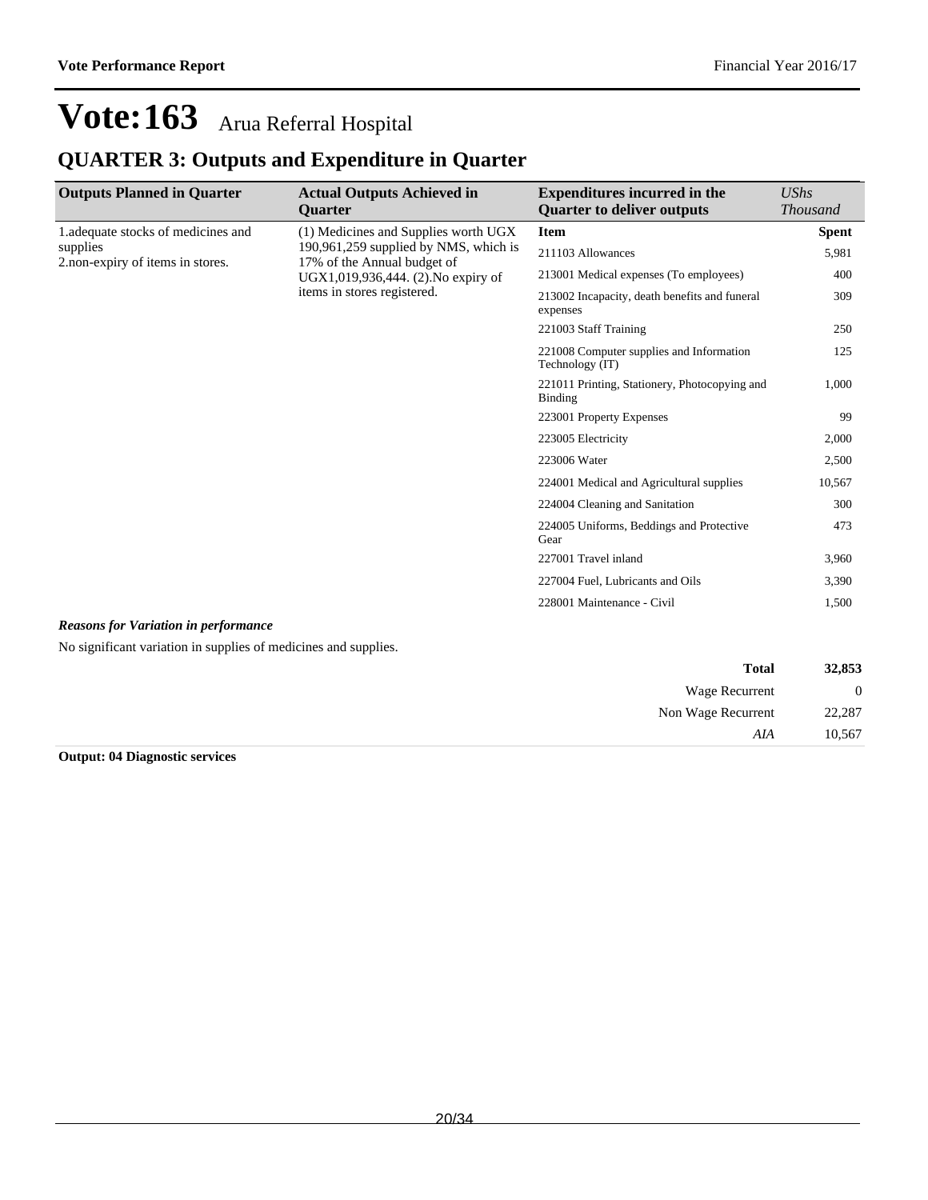# Vote:163 Arua Referral Hospital

## QUARTER 3: Outputs and Expenditure in Quarter

| Outputs Planned in Quarter | Actual Outputs Achieved in Quarter | Expenditures incurred in the Quarter to deliver outputs | *UShs Thousand* |
|---|---|---|---|
| 1.adequate stocks of medicines and supplies<br>2.non-expiry of items in stores. | (1) Medicines and Supplies worth UGX 190,961,259 supplied by NMS, which is 17% of the Annual budget of UGX1,019,936,444. (2).No expiry of items in stores registered. | **Item** | **Spent** |
| | | 211103 Allowances | 5,981 |
| | | 213001 Medical expenses (To employees) | 400 |
| | | 213002 Incapacity, death benefits and funeral expenses | 309 |
| | | 221003 Staff Training | 250 |
| | | 221008 Computer supplies and Information Technology (IT) | 125 |
| | | 221011 Printing, Stationery, Photocopying and Binding | 1,000 |
| | | 223001 Property Expenses | 99 |
| | | 223005 Electricity | 2,000 |
| | | 223006 Water | 2,500 |
| | | 224001 Medical and Agricultural supplies | 10,567 |
| | | 224004 Cleaning and Sanitation | 300 |
| | | 224005 Uniforms, Beddings and Protective Gear | 473 |
| | | 227001 Travel inland | 3,960 |
| | | 227004 Fuel, Lubricants and Oils | 3,390 |
| | | 228001 Maintenance - Civil | 1,500 |

***Reasons for Variation in performance***

No significant variation in supplies of medicines and supplies.

| | |
|---|---|
| **Total** | **32,853** |
| Wage Recurrent | 0 |
| Non Wage Recurrent | 22,287 |
| *AIA* | 10,567 |

**Output: 04 Diagnostic services**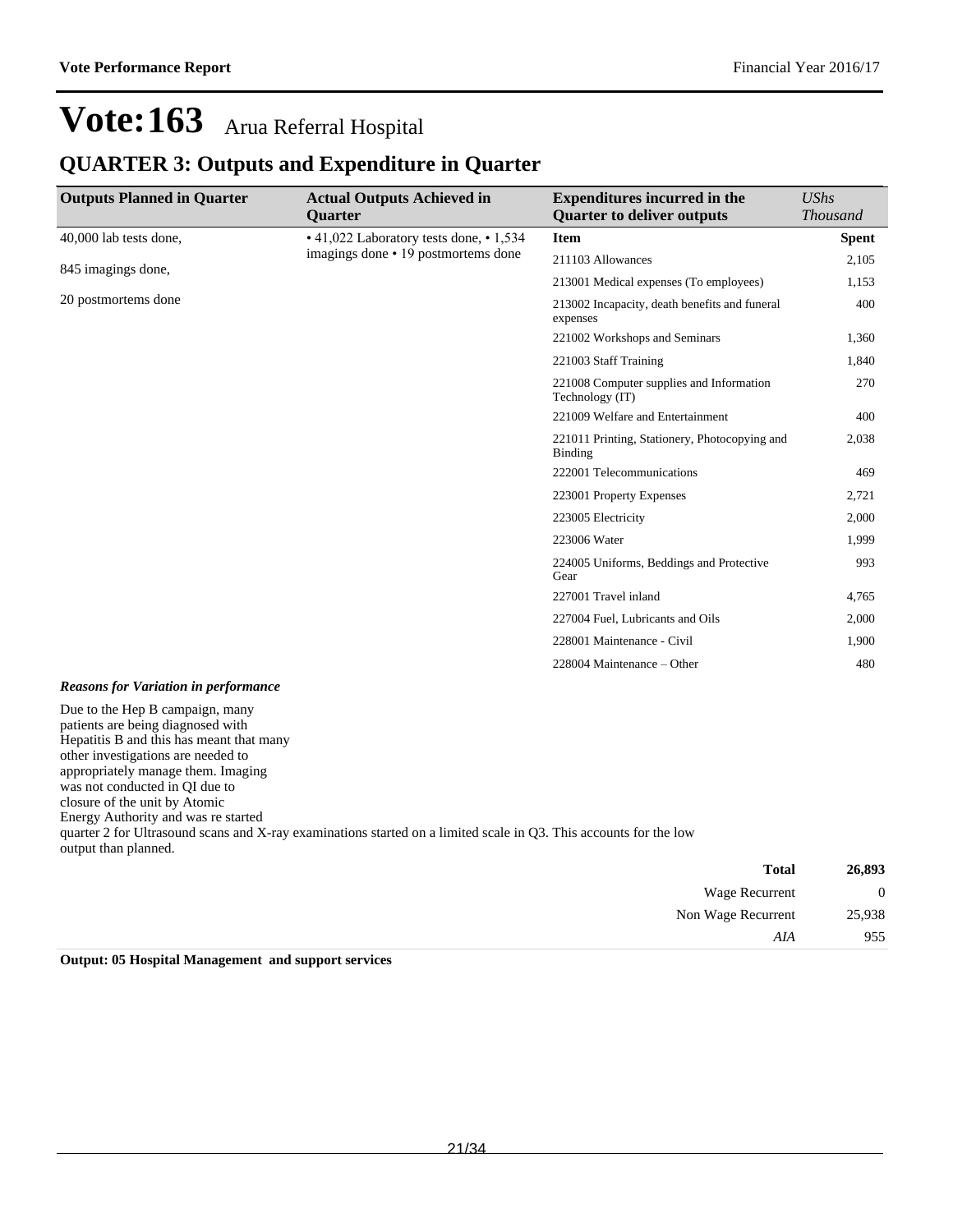# Vote:163 Arua Referral Hospital

## QUARTER 3: Outputs and Expenditure in Quarter

| Outputs Planned in Quarter | Actual Outputs Achieved in Quarter | Expenditures incurred in the Quarter to deliver outputs | *UShs Thousand* |
|---|---|---|---|
| 40,000 lab tests done,<br><br>845 imagings done,<br><br>20 postmortems done | • 41,022 Laboratory tests done, • 1,534 imagings done • 19 postmortems done | **Item** | **Spent** |
| | | 211103 Allowances | 2,105 |
| | | 213001 Medical expenses (To employees) | 1,153 |
| | | 213002 Incapacity, death benefits and funeral expenses | 400 |
| | | 221002 Workshops and Seminars | 1,360 |
| | | 221003 Staff Training | 1,840 |
| | | 221008 Computer supplies and Information Technology (IT) | 270 |
| | | 221009 Welfare and Entertainment | 400 |
| | | 221011 Printing, Stationery, Photocopying and Binding | 2,038 |
| | | 222001 Telecommunications | 469 |
| | | 223001 Property Expenses | 2,721 |
| | | 223005 Electricity | 2,000 |
| | | 223006 Water | 1,999 |
| | | 224005 Uniforms, Beddings and Protective Gear | 993 |
| | | 227001 Travel inland | 4,765 |
| | | 227004 Fuel, Lubricants and Oils | 2,000 |
| | | 228001 Maintenance - Civil | 1,900 |
| | | 228004 Maintenance – Other | 480 |

***Reasons for Variation in performance***

Due to the Hep B campaign, many patients are being diagnosed with Hepatitis B and this has meant that many other investigations are needed to appropriately manage them. Imaging was not conducted in QI due to closure of the unit by Atomic Energy Authority and was re started quarter 2 for Ultrasound scans and X-ray examinations started on a limited scale in Q3. This accounts for the low output than planned.

| | |
|---|---|
| **Total** | **26,893** |
| Wage Recurrent | 0 |
| Non Wage Recurrent | 25,938 |
| *AIA* | 955 |

**Output: 05 Hospital Management and support services**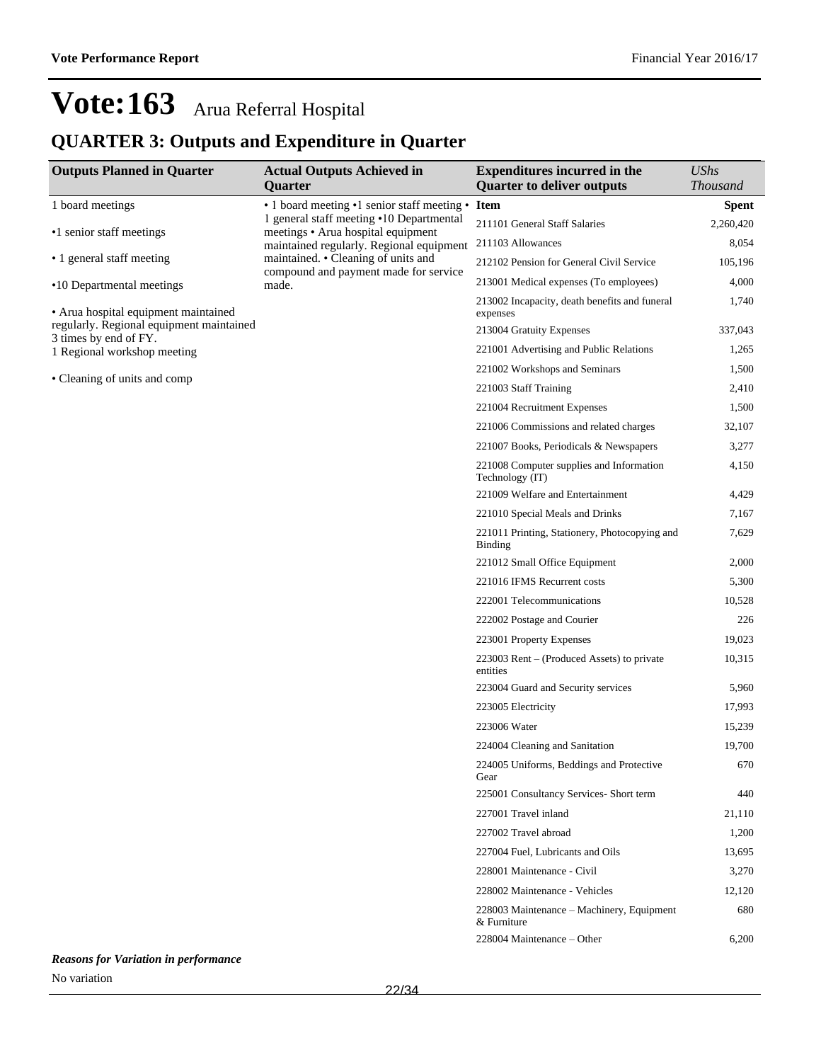# Vote:163 Arua Referral Hospital

## QUARTER 3: Outputs and Expenditure in Quarter

| Outputs Planned in Quarter | Actual Outputs Achieved in Quarter | Expenditures incurred in the Quarter to deliver outputs | UShs Thousand |
|---|---|---|---|
| 1 board meetings<br><br>•1 senior staff meetings<br><br>• 1 general staff meeting<br><br>•10 Departmental meetings<br><br>• Arua hospital equipment maintained regularly. Regional equipment maintained 3 times by end of FY.<br>1 Regional workshop meeting<br><br>• Cleaning of units and comp | • 1 board meeting •1 senior staff meeting • 1 general staff meeting •10 Departmental meetings • Arua hospital equipment maintained regularly. Regional equipment maintained. • Cleaning of units and compound and payment made for service made. | **Item** | **Spent** |
| | | 211101 General Staff Salaries | 2,260,420 |
| | | 211103 Allowances | 8,054 |
| | | 212102 Pension for General Civil Service | 105,196 |
| | | 213001 Medical expenses (To employees) | 4,000 |
| | | 213002 Incapacity, death benefits and funeral expenses | 1,740 |
| | | 213004 Gratuity Expenses | 337,043 |
| | | 221001 Advertising and Public Relations | 1,265 |
| | | 221002 Workshops and Seminars | 1,500 |
| | | 221003 Staff Training | 2,410 |
| | | 221004 Recruitment Expenses | 1,500 |
| | | 221006 Commissions and related charges | 32,107 |
| | | 221007 Books, Periodicals & Newspapers | 3,277 |
| | | 221008 Computer supplies and Information Technology (IT) | 4,150 |
| | | 221009 Welfare and Entertainment | 4,429 |
| | | 221010 Special Meals and Drinks | 7,167 |
| | | 221011 Printing, Stationery, Photocopying and Binding | 7,629 |
| | | 221012 Small Office Equipment | 2,000 |
| | | 221016 IFMS Recurrent costs | 5,300 |
| | | 222001 Telecommunications | 10,528 |
| | | 222002 Postage and Courier | 226 |
| | | 223001 Property Expenses | 19,023 |
| | | 223003 Rent – (Produced Assets) to private entities | 10,315 |
| | | 223004 Guard and Security services | 5,960 |
| | | 223005 Electricity | 17,993 |
| | | 223006 Water | 15,239 |
| | | 224004 Cleaning and Sanitation | 19,700 |
| | | 224005 Uniforms, Beddings and Protective Gear | 670 |
| | | 225001 Consultancy Services- Short term | 440 |
| | | 227001 Travel inland | 21,110 |
| | | 227002 Travel abroad | 1,200 |
| | | 227004 Fuel, Lubricants and Oils | 13,695 |
| | | 228001 Maintenance - Civil | 3,270 |
| | | 228002 Maintenance - Vehicles | 12,120 |
| | | 228003 Maintenance – Machinery, Equipment & Furniture | 680 |
| | | 228004 Maintenance – Other | 6,200 |

***Reasons for Variation in performance***

No variation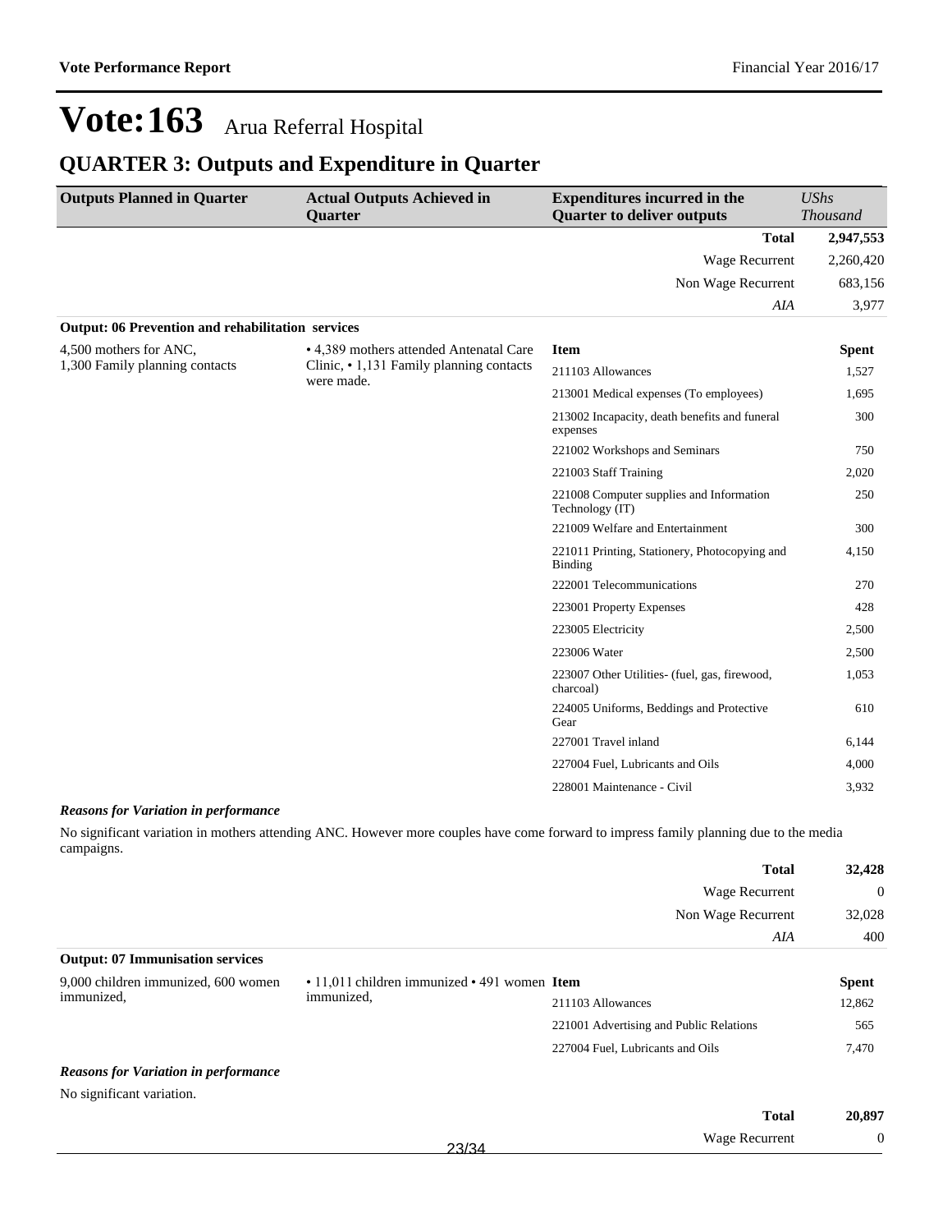# Vote:163 Arua Referral Hospital

## QUARTER 3: Outputs and Expenditure in Quarter

| Outputs Planned in Quarter | Actual Outputs Achieved in Quarter | Expenditures incurred in the Quarter to deliver outputs | *UShs Thousand* |
|---|---|---|---|
| | | **Total** | **2,947,553** |
| | | Wage Recurrent | 2,260,420 |
| | | Non Wage Recurrent | 683,156 |
| | | *AIA* | 3,977 |

**Output: 06 Prevention and rehabilitation services**

| Outputs Planned in Quarter | Actual Outputs Achieved in Quarter | Item | Spent |
|---|---|---|---|
| 4,500 mothers for ANC, 1,300 Family planning contacts | • 4,389 mothers attended Antenatal Care Clinic, • 1,131 Family planning contacts were made. | 211103 Allowances | 1,527 |
| | | 213001 Medical expenses (To employees) | 1,695 |
| | | 213002 Incapacity, death benefits and funeral expenses | 300 |
| | | 221002 Workshops and Seminars | 750 |
| | | 221003 Staff Training | 2,020 |
| | | 221008 Computer supplies and Information Technology (IT) | 250 |
| | | 221009 Welfare and Entertainment | 300 |
| | | 221011 Printing, Stationery, Photocopying and Binding | 4,150 |
| | | 222001 Telecommunications | 270 |
| | | 223001 Property Expenses | 428 |
| | | 223005 Electricity | 2,500 |
| | | 223006 Water | 2,500 |
| | | 223007 Other Utilities- (fuel, gas, firewood, charcoal) | 1,053 |
| | | 224005 Uniforms, Beddings and Protective Gear | 610 |
| | | 227001 Travel inland | 6,144 |
| | | 227004 Fuel, Lubricants and Oils | 4,000 |
| | | 228001 Maintenance - Civil | 3,932 |

***Reasons for Variation in performance***

No significant variation in mothers attending ANC. However more couples have come forward to impress family planning due to the media campaigns.

| | |
|---|---|
| **Total** | **32,428** |
| Wage Recurrent | 0 |
| Non Wage Recurrent | 32,028 |
| *AIA* | 400 |

**Output: 07 Immunisation services**

| Outputs Planned in Quarter | Actual Outputs Achieved in Quarter | Item | Spent |
|---|---|---|---|
| 9,000 children immunized, 600 women immunized, | • 11,011 children immunized • 491 women immunized, | 211103 Allowances | 12,862 |
| | | 221001 Advertising and Public Relations | 565 |
| | | 227004 Fuel, Lubricants and Oils | 7,470 |

***Reasons for Variation in performance***

No significant variation.

| | |
|---|---|
| **Total** | **20,897** |
| Wage Recurrent | 0 |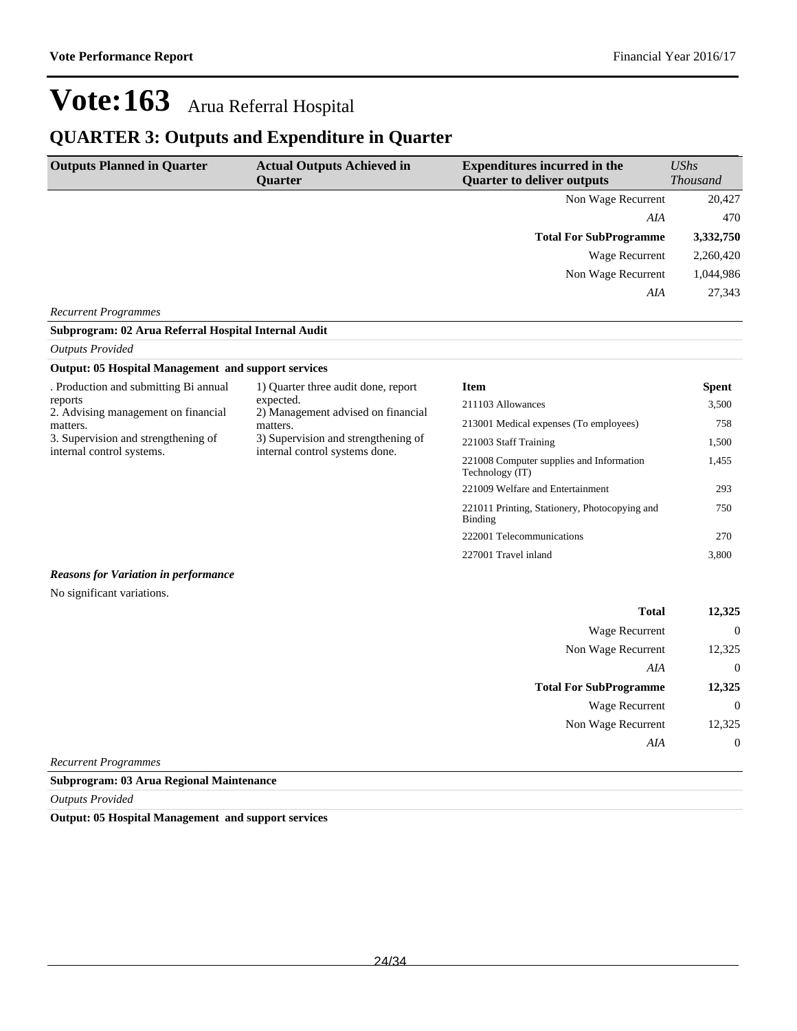# Vote:163 Arua Referral Hospital

## QUARTER 3: Outputs and Expenditure in Quarter

| Outputs Planned in Quarter | Actual Outputs Achieved in Quarter | Expenditures incurred in the Quarter to deliver outputs | *UShs Thousand* |
|---|---|---|---|
| | | Non Wage Recurrent | 20,427 |
| | | *AIA* | 470 |
| | | **Total For SubProgramme** | **3,332,750** |
| | | Wage Recurrent | 2,260,420 |
| | | Non Wage Recurrent | 1,044,986 |
| | | *AIA* | 27,343 |

*Recurrent Programmes*

**Subprogram: 02 Arua Referral Hospital Internal Audit**

*Outputs Provided*

**Output: 05 Hospital Management and support services**

| Outputs Planned in Quarter | Actual Outputs Achieved in Quarter | Item | Spent |
|---|---|---|---|
| . Production and submitting Bi annual reports<br>2. Advising management on financial matters.<br>3. Supervision and strengthening of internal control systems. | 1) Quarter three audit done, report expected.<br>2) Management advised on financial matters.<br>3) Supervision and strengthening of internal control systems done. | 211103 Allowances | 3,500 |
| | | 213001 Medical expenses (To employees) | 758 |
| | | 221003 Staff Training | 1,500 |
| | | 221008 Computer supplies and Information Technology (IT) | 1,455 |
| | | 221009 Welfare and Entertainment | 293 |
| | | 221011 Printing, Stationery, Photocopying and Binding | 750 |
| | | 222001 Telecommunications | 270 |
| | | 227001 Travel inland | 3,800 |

***Reasons for Variation in performance***

No significant variations.

| | |
|---|---|
| **Total** | **12,325** |
| Wage Recurrent | 0 |
| Non Wage Recurrent | 12,325 |
| *AIA* | 0 |
| **Total For SubProgramme** | **12,325** |
| Wage Recurrent | 0 |
| Non Wage Recurrent | 12,325 |
| *AIA* | 0 |

*Recurrent Programmes*

**Subprogram: 03 Arua Regional Maintenance**

*Outputs Provided*

**Output: 05 Hospital Management and support services**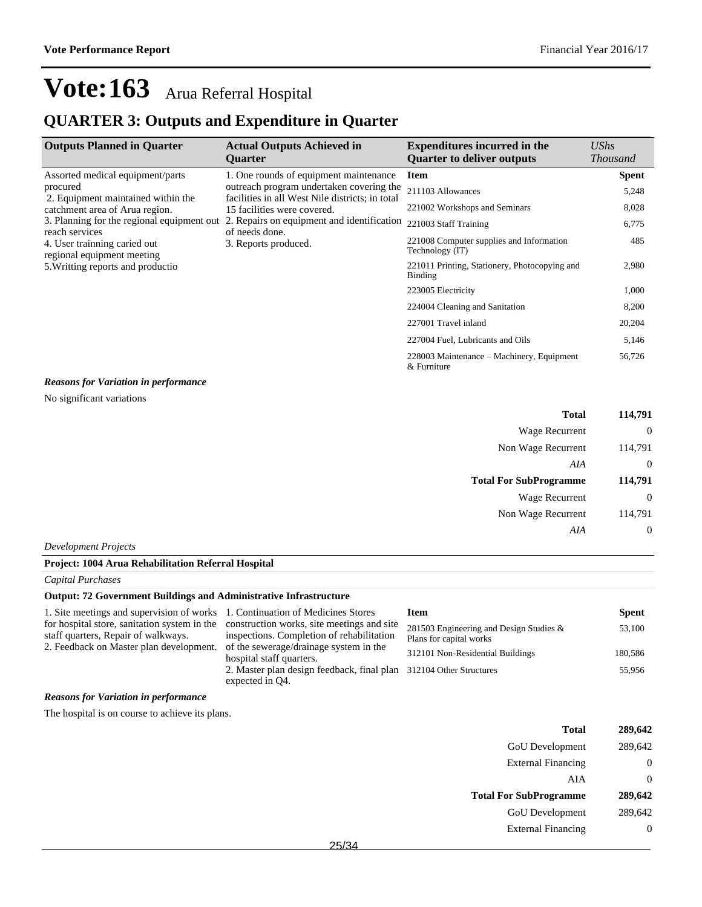# Vote:163 Arua Referral Hospital

## QUARTER 3: Outputs and Expenditure in Quarter

| Outputs Planned in Quarter | Actual Outputs Achieved in Quarter | Expenditures incurred in the Quarter to deliver outputs | UShs Thousand |
|---|---|---|---|
| Assorted medical equipment/parts procured<br>2. Equipment maintained within the catchment area of Arua region.<br>3. Planning for the regional equipment out reach services<br>4. User trainning caried out regional equipment meeting<br>5.Writting reports and productio | 1. One rounds of equipment maintenance outreach program undertaken covering the facilities in all West Nile districts; in total 15 facilities were covered.<br>2. Repairs on equipment and identification of needs done.<br>3. Reports produced. | **Item** | **Spent** |
| | | 211103 Allowances | 5,248 |
| | | 221002 Workshops and Seminars | 8,028 |
| | | 221003 Staff Training | 6,775 |
| | | 221008 Computer supplies and Information Technology (IT) | 485 |
| | | 221011 Printing, Stationery, Photocopying and Binding | 2,980 |
| | | 223005 Electricity | 1,000 |
| | | 224004 Cleaning and Sanitation | 8,200 |
| | | 227001 Travel inland | 20,204 |
| | | 227004 Fuel, Lubricants and Oils | 5,146 |
| | | 228003 Maintenance – Machinery, Equipment & Furniture | 56,726 |

***Reasons for Variation in performance***

No significant variations

| | |
|---|---|
| **Total** | **114,791** |
| Wage Recurrent | 0 |
| Non Wage Recurrent | 114,791 |
| *AIA* | 0 |
| **Total For SubProgramme** | **114,791** |
| Wage Recurrent | 0 |
| Non Wage Recurrent | 114,791 |
| *AIA* | 0 |

*Development Projects*

**Project: 1004 Arua Rehabilitation Referral Hospital**

*Capital Purchases*

**Output: 72 Government Buildings and Administrative Infrastructure**

| Outputs Planned in Quarter | Actual Outputs Achieved in Quarter | Item | Spent |
|---|---|---|---|
| 1. Site meetings and supervision of works for hospital store, sanitation system in the staff quarters, Repair of walkways.<br>2. Feedback on Master plan development. | 1. Continuation of Medicines Stores construction works, site meetings and site inspections. Completion of rehabilitation of the sewerage/drainage system in the hospital staff quarters.<br>2. Master plan design feedback, final plan expected in Q4. | 281503 Engineering and Design Studies & Plans for capital works | 53,100 |
| | | 312101 Non-Residential Buildings | 180,586 |
| | | 312104 Other Structures | 55,956 |

***Reasons for Variation in performance***

The hospital is on course to achieve its plans.

| | |
|---|---|
| **Total** | **289,642** |
| GoU Development | 289,642 |
| External Financing | 0 |
| AIA | 0 |
| **Total For SubProgramme** | **289,642** |
| GoU Development | 289,642 |
| External Financing | 0 |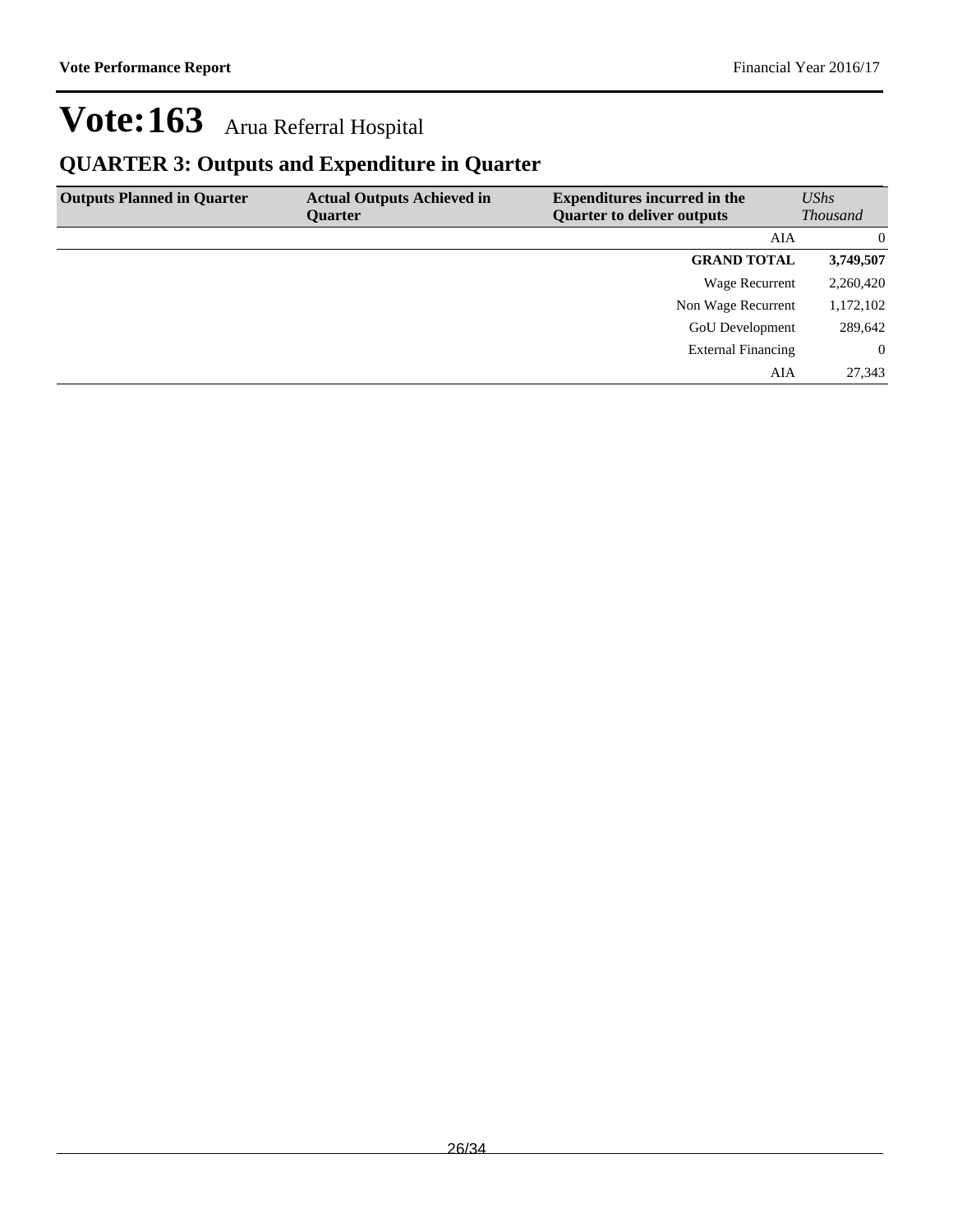# Vote:163 Arua Referral Hospital

## QUARTER 3: Outputs and Expenditure in Quarter

| Outputs Planned in Quarter | Actual Outputs Achieved in Quarter | Expenditures incurred in the Quarter to deliver outputs | *UShs Thousand* |
|---|---|---|---|
| | | AIA | 0 |
| | | **GRAND TOTAL** | **3,749,507** |
| | | Wage Recurrent | 2,260,420 |
| | | Non Wage Recurrent | 1,172,102 |
| | | GoU Development | 289,642 |
| | | External Financing | 0 |
| | | AIA | 27,343 |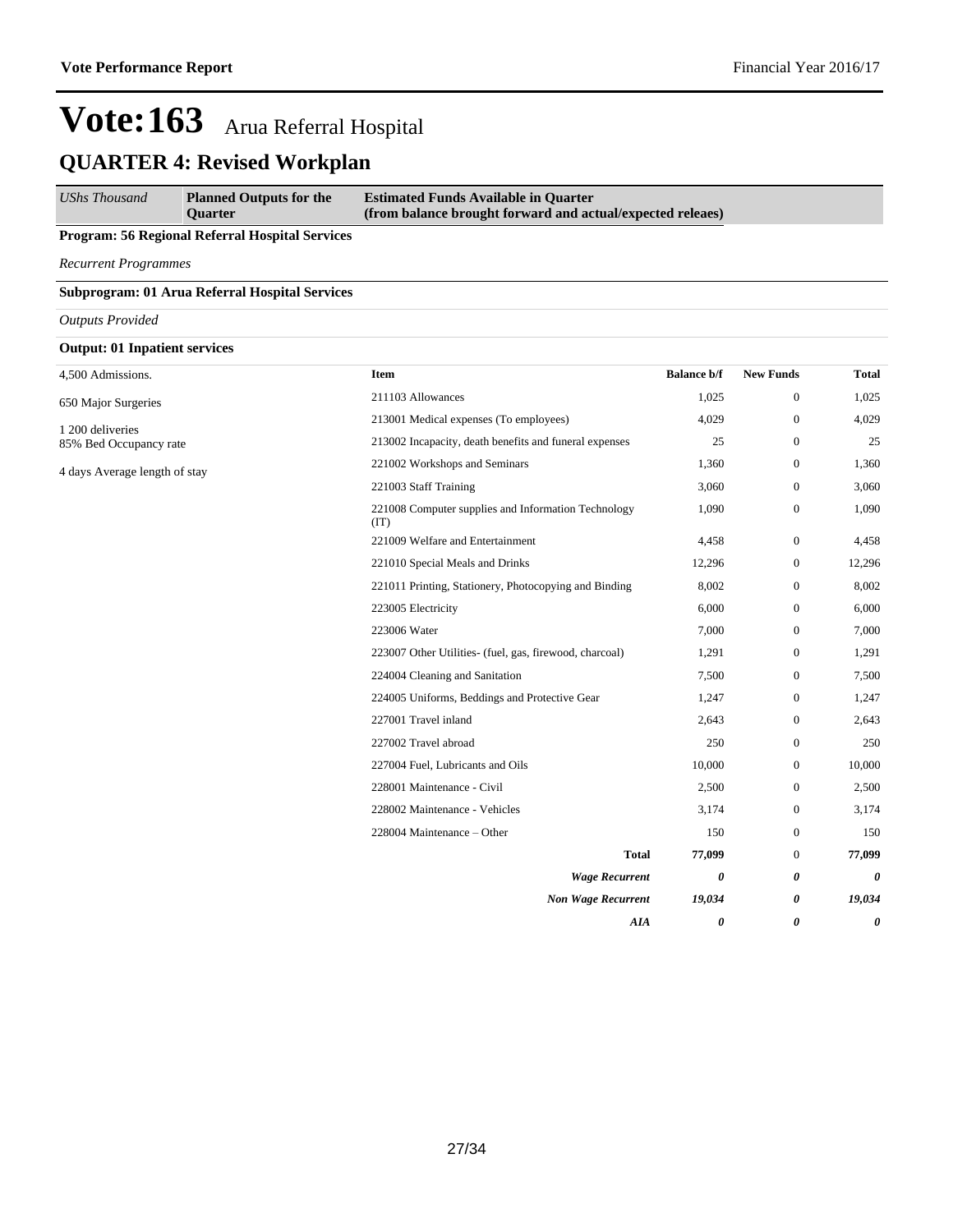# Vote:163 Arua Referral Hospital

## QUARTER 4: Revised Workplan

| *UShs Thousand* | **Planned Outputs for the Quarter** | **Estimated Funds Available in Quarter (from balance brought forward and actual/expected releaes)** |
|---|---|---|

**Program: 56 Regional Referral Hospital Services**

*Recurrent Programmes*

**Subprogram: 01 Arua Referral Hospital Services**

*Outputs Provided*

**Output: 01 Inpatient services**

4,500 Admissions.

650 Major Surgeries

1 200 deliveries
85% Bed Occupancy rate

4 days Average length of stay

| Item | Balance b/f | New Funds | Total |
|---|---|---|---|
| 211103 Allowances | 1,025 | 0 | 1,025 |
| 213001 Medical expenses (To employees) | 4,029 | 0 | 4,029 |
| 213002 Incapacity, death benefits and funeral expenses | 25 | 0 | 25 |
| 221002 Workshops and Seminars | 1,360 | 0 | 1,360 |
| 221003 Staff Training | 3,060 | 0 | 3,060 |
| 221008 Computer supplies and Information Technology (IT) | 1,090 | 0 | 1,090 |
| 221009 Welfare and Entertainment | 4,458 | 0 | 4,458 |
| 221010 Special Meals and Drinks | 12,296 | 0 | 12,296 |
| 221011 Printing, Stationery, Photocopying and Binding | 8,002 | 0 | 8,002 |
| 223005 Electricity | 6,000 | 0 | 6,000 |
| 223006 Water | 7,000 | 0 | 7,000 |
| 223007 Other Utilities- (fuel, gas, firewood, charcoal) | 1,291 | 0 | 1,291 |
| 224004 Cleaning and Sanitation | 7,500 | 0 | 7,500 |
| 224005 Uniforms, Beddings and Protective Gear | 1,247 | 0 | 1,247 |
| 227001 Travel inland | 2,643 | 0 | 2,643 |
| 227002 Travel abroad | 250 | 0 | 250 |
| 227004 Fuel, Lubricants and Oils | 10,000 | 0 | 10,000 |
| 228001 Maintenance - Civil | 2,500 | 0 | 2,500 |
| 228002 Maintenance - Vehicles | 3,174 | 0 | 3,174 |
| 228004 Maintenance – Other | 150 | 0 | 150 |
| **Total** | **77,099** | 0 | **77,099** |
| ***Wage Recurrent*** | ***0*** | ***0*** | ***0*** |
| ***Non Wage Recurrent*** | ***19,034*** | ***0*** | ***19,034*** |
| ***AIA*** | ***0*** | ***0*** | ***0*** |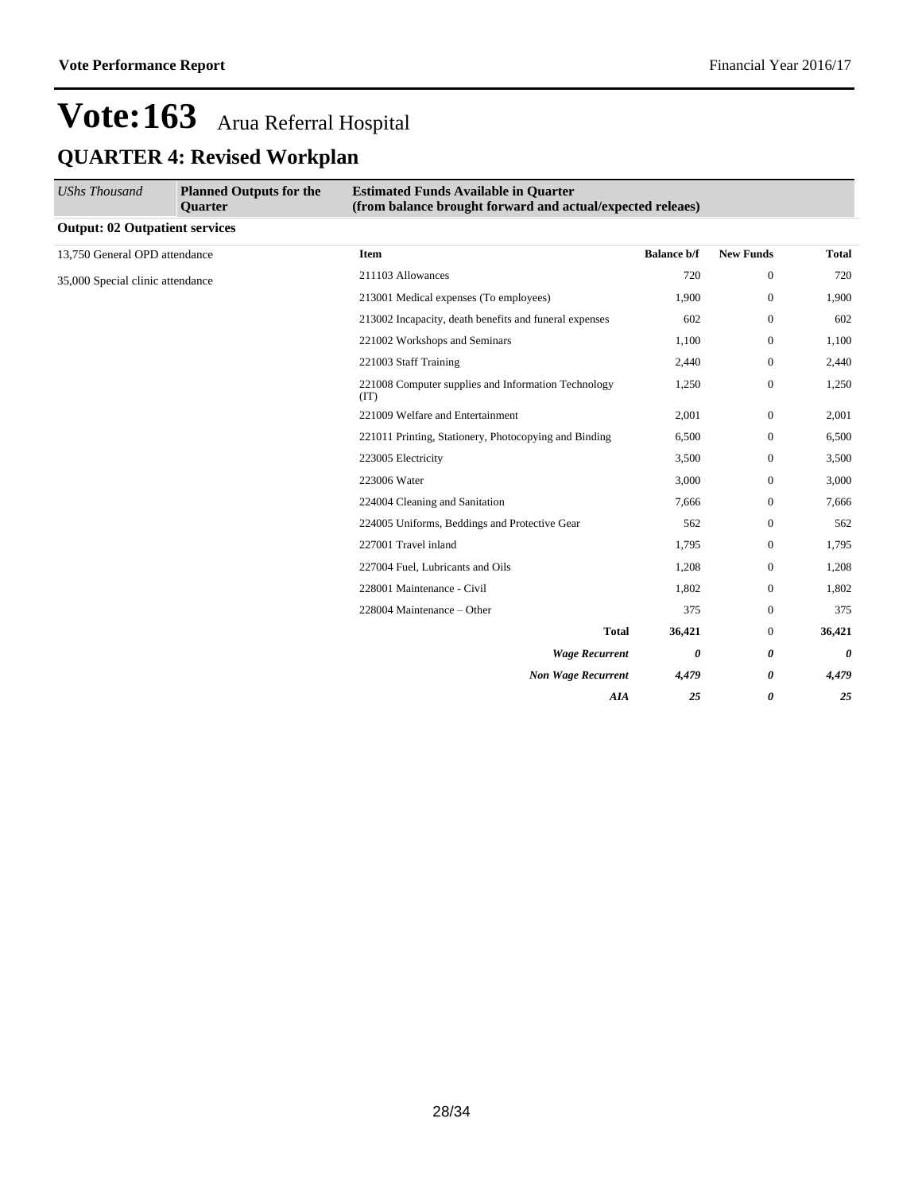# Vote:163 Arua Referral Hospital

## QUARTER 4: Revised Workplan

| *UShs Thousand* | **Planned Outputs for the Quarter** | **Estimated Funds Available in Quarter (from balance brought forward and actual/expected releaes)** | | | |
|---|---|---|---|---|---|
| **Output: 02 Outpatient services** | | | | | |
| 13,750 General OPD attendance | | **Item** | **Balance b/f** | **New Funds** | **Total** |
| 35,000 Special clinic attendance | | 211103 Allowances | 720 | 0 | 720 |
| | | 213001 Medical expenses (To employees) | 1,900 | 0 | 1,900 |
| | | 213002 Incapacity, death benefits and funeral expenses | 602 | 0 | 602 |
| | | 221002 Workshops and Seminars | 1,100 | 0 | 1,100 |
| | | 221003 Staff Training | 2,440 | 0 | 2,440 |
| | | 221008 Computer supplies and Information Technology (IT) | 1,250 | 0 | 1,250 |
| | | 221009 Welfare and Entertainment | 2,001 | 0 | 2,001 |
| | | 221011 Printing, Stationery, Photocopying and Binding | 6,500 | 0 | 6,500 |
| | | 223005 Electricity | 3,500 | 0 | 3,500 |
| | | 223006 Water | 3,000 | 0 | 3,000 |
| | | 224004 Cleaning and Sanitation | 7,666 | 0 | 7,666 |
| | | 224005 Uniforms, Beddings and Protective Gear | 562 | 0 | 562 |
| | | 227001 Travel inland | 1,795 | 0 | 1,795 |
| | | 227004 Fuel, Lubricants and Oils | 1,208 | 0 | 1,208 |
| | | 228001 Maintenance - Civil | 1,802 | 0 | 1,802 |
| | | 228004 Maintenance – Other | 375 | 0 | 375 |
| | | **Total** | **36,421** | 0 | **36,421** |
| | | ***Wage Recurrent*** | ***0*** | ***0*** | ***0*** |
| | | ***Non Wage Recurrent*** | ***4,479*** | ***0*** | ***4,479*** |
| | | ***AIA*** | ***25*** | ***0*** | ***25*** |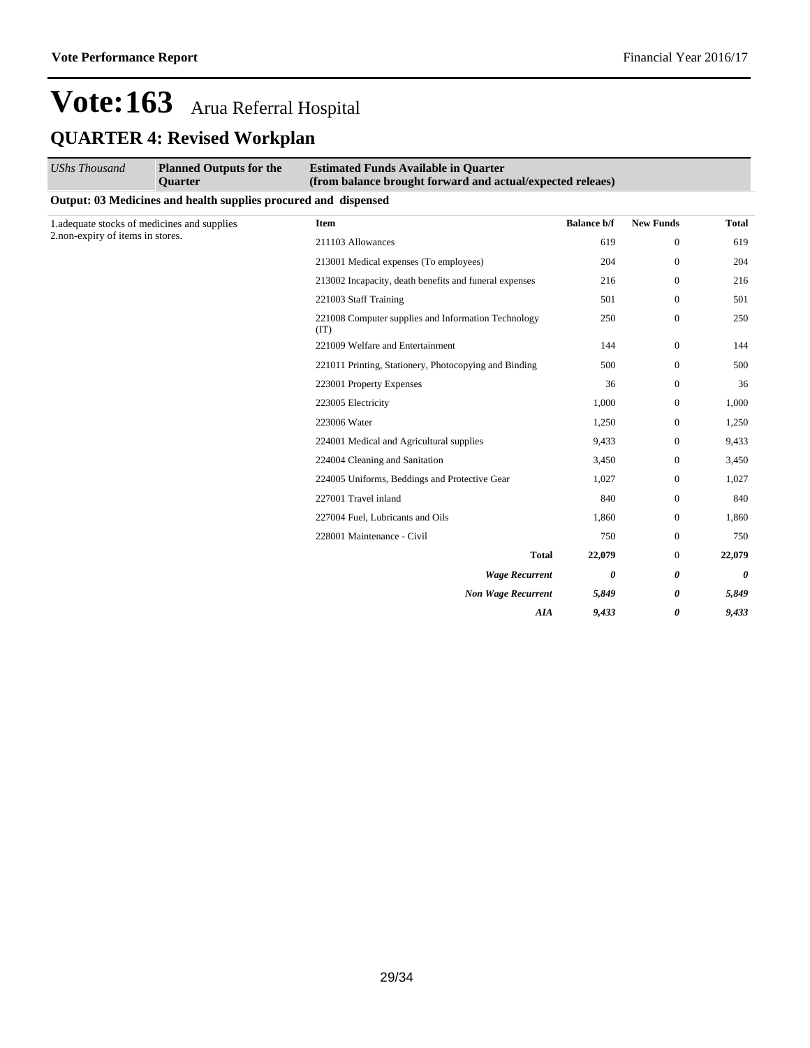# Vote:163 Arua Referral Hospital

## QUARTER 4: Revised Workplan

| *UShs Thousand* | **Planned Outputs for the Quarter** | **Estimated Funds Available in Quarter (from balance brought forward and actual/expected releaes)** | | | |
|---|---|---|---|---|---|
| **Output: 03 Medicines and health supplies procured and dispensed** | | | | | |
| 1.adequate stocks of medicines and supplies<br>2.non-expiry of items in stores. | | **Item** | **Balance b/f** | **New Funds** | **Total** |
| | | 211103 Allowances | 619 | 0 | 619 |
| | | 213001 Medical expenses (To employees) | 204 | 0 | 204 |
| | | 213002 Incapacity, death benefits and funeral expenses | 216 | 0 | 216 |
| | | 221003 Staff Training | 501 | 0 | 501 |
| | | 221008 Computer supplies and Information Technology (IT) | 250 | 0 | 250 |
| | | 221009 Welfare and Entertainment | 144 | 0 | 144 |
| | | 221011 Printing, Stationery, Photocopying and Binding | 500 | 0 | 500 |
| | | 223001 Property Expenses | 36 | 0 | 36 |
| | | 223005 Electricity | 1,000 | 0 | 1,000 |
| | | 223006 Water | 1,250 | 0 | 1,250 |
| | | 224001 Medical and Agricultural supplies | 9,433 | 0 | 9,433 |
| | | 224004 Cleaning and Sanitation | 3,450 | 0 | 3,450 |
| | | 224005 Uniforms, Beddings and Protective Gear | 1,027 | 0 | 1,027 |
| | | 227001 Travel inland | 840 | 0 | 840 |
| | | 227004 Fuel, Lubricants and Oils | 1,860 | 0 | 1,860 |
| | | 228001 Maintenance - Civil | 750 | 0 | 750 |
| | | **Total** | **22,079** | 0 | **22,079** |
| | | ***Wage Recurrent*** | ***0*** | ***0*** | ***0*** |
| | | ***Non Wage Recurrent*** | ***5,849*** | ***0*** | ***5,849*** |
| | | ***AIA*** | ***9,433*** | ***0*** | ***9,433*** |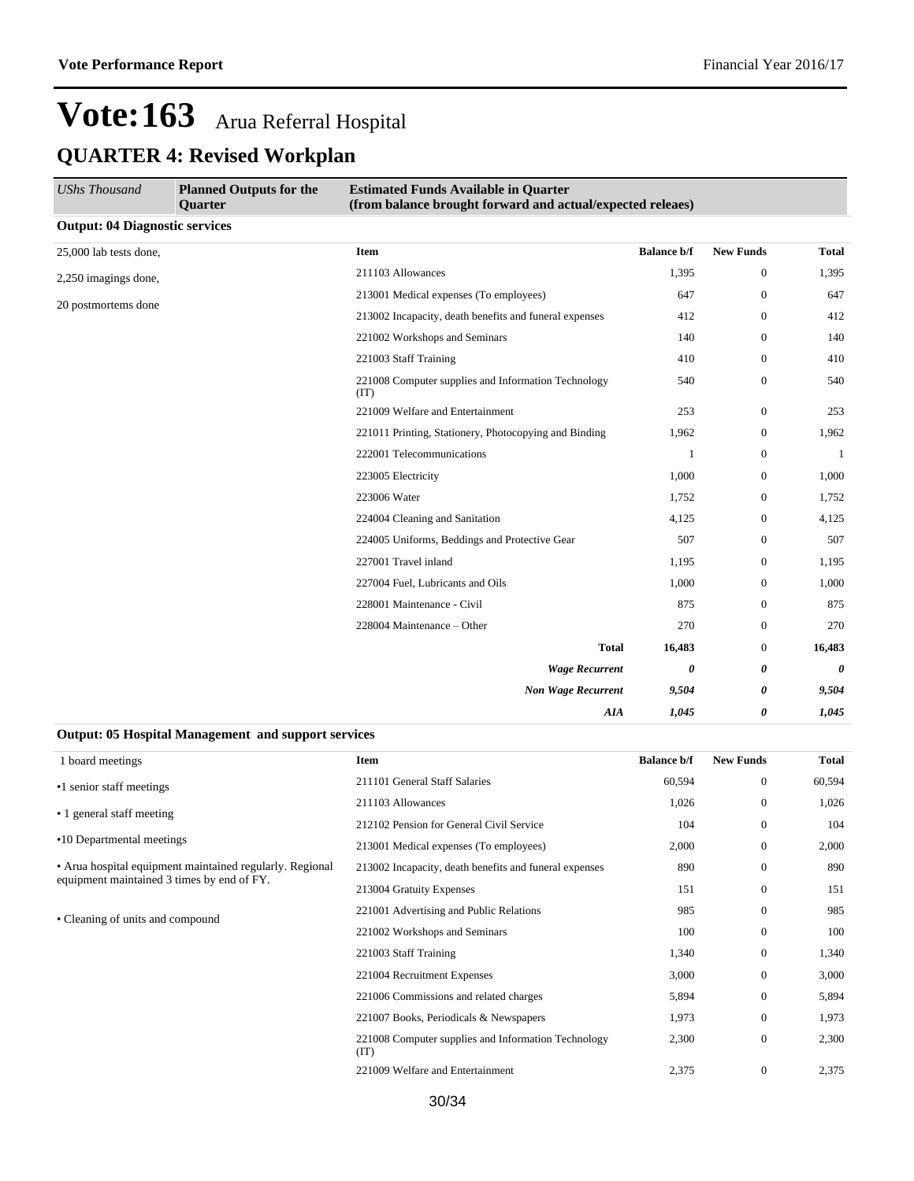# Vote:163 Arua Referral Hospital

## QUARTER 4: Revised Workplan

| *UShs Thousand* | **Planned Outputs for the Quarter** | **Estimated Funds Available in Quarter (from balance brought forward and actual/expected releaes)** | | | |
|---|---|---|---|---|---|

**Output: 04 Diagnostic services**

| Planned Outputs | Item | Balance b/f | New Funds | Total |
|---|---|---|---|---|
| 25,000 lab tests done,<br>2,250 imagings done,<br>20 postmortems done | 211103 Allowances | 1,395 | 0 | 1,395 |
| | 213001 Medical expenses (To employees) | 647 | 0 | 647 |
| | 213002 Incapacity, death benefits and funeral expenses | 412 | 0 | 412 |
| | 221002 Workshops and Seminars | 140 | 0 | 140 |
| | 221003 Staff Training | 410 | 0 | 410 |
| | 221008 Computer supplies and Information Technology (IT) | 540 | 0 | 540 |
| | 221009 Welfare and Entertainment | 253 | 0 | 253 |
| | 221011 Printing, Stationery, Photocopying and Binding | 1,962 | 0 | 1,962 |
| | 222001 Telecommunications | 1 | 0 | 1 |
| | 223005 Electricity | 1,000 | 0 | 1,000 |
| | 223006 Water | 1,752 | 0 | 1,752 |
| | 224004 Cleaning and Sanitation | 4,125 | 0 | 4,125 |
| | 224005 Uniforms, Beddings and Protective Gear | 507 | 0 | 507 |
| | 227001 Travel inland | 1,195 | 0 | 1,195 |
| | 227004 Fuel, Lubricants and Oils | 1,000 | 0 | 1,000 |
| | 228001 Maintenance - Civil | 875 | 0 | 875 |
| | 228004 Maintenance – Other | 270 | 0 | 270 |
| | **Total** | **16,483** | 0 | **16,483** |
| | ***Wage Recurrent*** | ***0*** | ***0*** | ***0*** |
| | ***Non Wage Recurrent*** | ***9,504*** | ***0*** | ***9,504*** |
| | ***AIA*** | ***1,045*** | ***0*** | ***1,045*** |

**Output: 05 Hospital Management and support services**

| Planned Outputs | Item | Balance b/f | New Funds | Total |
|---|---|---|---|---|
| 1 board meetings<br>•1 senior staff meetings<br>• 1 general staff meeting<br>•10 Departmental meetings<br>• Arua hospital equipment maintained regularly. Regional equipment maintained 3 times by end of FY.<br>• Cleaning of units and compound | 211101 General Staff Salaries | 60,594 | 0 | 60,594 |
| | 211103 Allowances | 1,026 | 0 | 1,026 |
| | 212102 Pension for General Civil Service | 104 | 0 | 104 |
| | 213001 Medical expenses (To employees) | 2,000 | 0 | 2,000 |
| | 213002 Incapacity, death benefits and funeral expenses | 890 | 0 | 890 |
| | 213004 Gratuity Expenses | 151 | 0 | 151 |
| | 221001 Advertising and Public Relations | 985 | 0 | 985 |
| | 221002 Workshops and Seminars | 100 | 0 | 100 |
| | 221003 Staff Training | 1,340 | 0 | 1,340 |
| | 221004 Recruitment Expenses | 3,000 | 0 | 3,000 |
| | 221006 Commissions and related charges | 5,894 | 0 | 5,894 |
| | 221007 Books, Periodicals & Newspapers | 1,973 | 0 | 1,973 |
| | 221008 Computer supplies and Information Technology (IT) | 2,300 | 0 | 2,300 |
| | 221009 Welfare and Entertainment | 2,375 | 0 | 2,375 |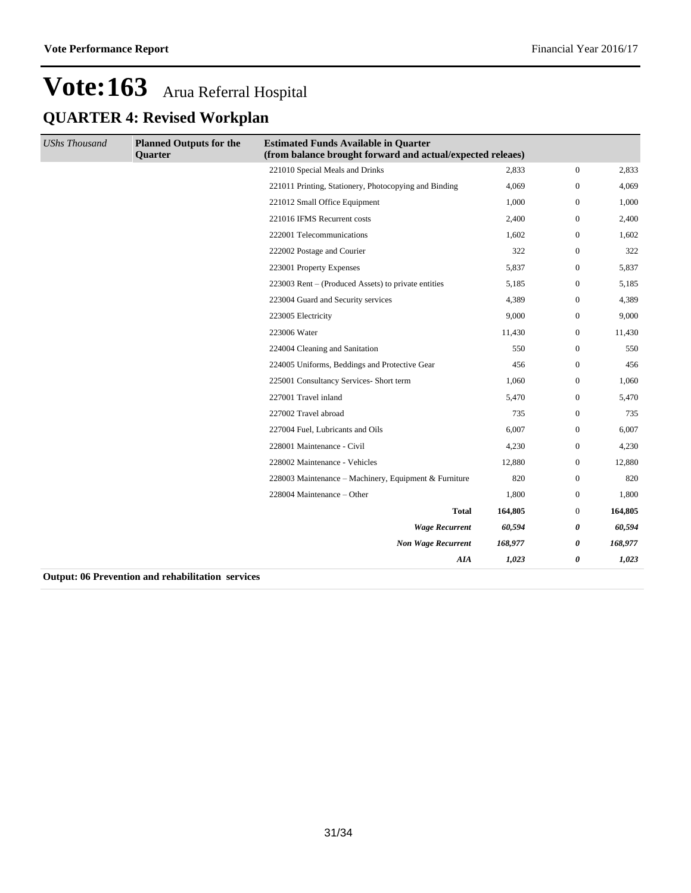# Vote:163 Arua Referral Hospital

## QUARTER 4: Revised Workplan

| *UShs Thousand* | **Planned Outputs for the Quarter** | **Estimated Funds Available in Quarter (from balance brought forward and actual/expected releaes)** | | | |
|---|---|---|---|---|---|
| | | 221010 Special Meals and Drinks | 2,833 | 0 | 2,833 |
| | | 221011 Printing, Stationery, Photocopying and Binding | 4,069 | 0 | 4,069 |
| | | 221012 Small Office Equipment | 1,000 | 0 | 1,000 |
| | | 221016 IFMS Recurrent costs | 2,400 | 0 | 2,400 |
| | | 222001 Telecommunications | 1,602 | 0 | 1,602 |
| | | 222002 Postage and Courier | 322 | 0 | 322 |
| | | 223001 Property Expenses | 5,837 | 0 | 5,837 |
| | | 223003 Rent – (Produced Assets) to private entities | 5,185 | 0 | 5,185 |
| | | 223004 Guard and Security services | 4,389 | 0 | 4,389 |
| | | 223005 Electricity | 9,000 | 0 | 9,000 |
| | | 223006 Water | 11,430 | 0 | 11,430 |
| | | 224004 Cleaning and Sanitation | 550 | 0 | 550 |
| | | 224005 Uniforms, Beddings and Protective Gear | 456 | 0 | 456 |
| | | 225001 Consultancy Services- Short term | 1,060 | 0 | 1,060 |
| | | 227001 Travel inland | 5,470 | 0 | 5,470 |
| | | 227002 Travel abroad | 735 | 0 | 735 |
| | | 227004 Fuel, Lubricants and Oils | 6,007 | 0 | 6,007 |
| | | 228001 Maintenance - Civil | 4,230 | 0 | 4,230 |
| | | 228002 Maintenance - Vehicles | 12,880 | 0 | 12,880 |
| | | 228003 Maintenance – Machinery, Equipment & Furniture | 820 | 0 | 820 |
| | | 228004 Maintenance – Other | 1,800 | 0 | 1,800 |
| | | **Total** | **164,805** | 0 | **164,805** |
| | | ***Wage Recurrent*** | ***60,594*** | ***0*** | ***60,594*** |
| | | ***Non Wage Recurrent*** | ***168,977*** | ***0*** | ***168,977*** |
| | | ***AIA*** | ***1,023*** | ***0*** | ***1,023*** |

**Output: 06 Prevention and rehabilitation services**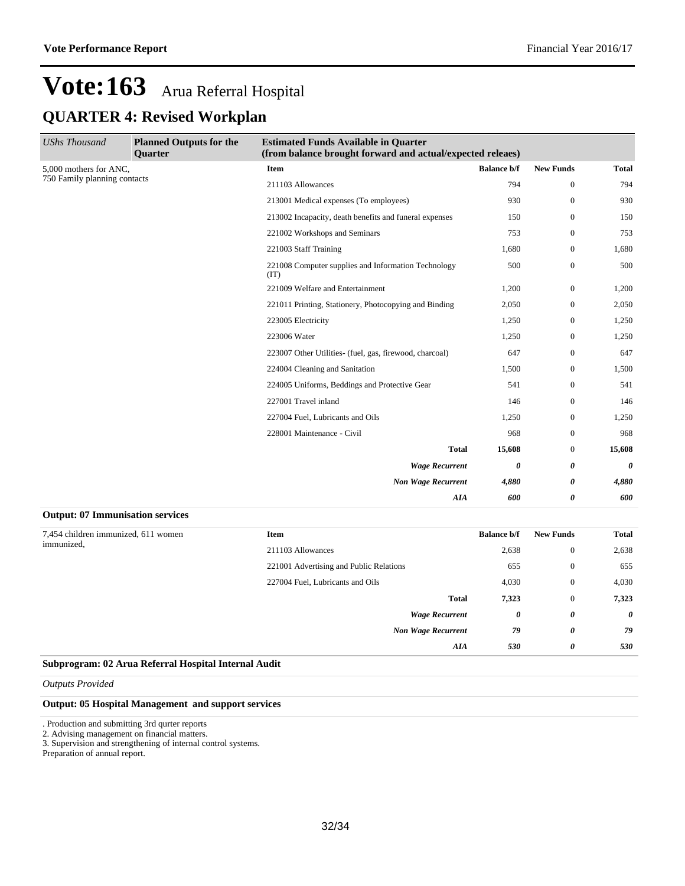# Vote:163 Arua Referral Hospital

## QUARTER 4: Revised Workplan

| *UShs Thousand* | **Planned Outputs for the Quarter** | **Estimated Funds Available in Quarter (from balance brought forward and actual/expected releaes)** | | | |
|---|---|---|---|---|---|
| 5,000 mothers for ANC, 750 Family planning contacts | | **Item** | **Balance b/f** | **New Funds** | **Total** |
| | | 211103 Allowances | 794 | 0 | 794 |
| | | 213001 Medical expenses (To employees) | 930 | 0 | 930 |
| | | 213002 Incapacity, death benefits and funeral expenses | 150 | 0 | 150 |
| | | 221002 Workshops and Seminars | 753 | 0 | 753 |
| | | 221003 Staff Training | 1,680 | 0 | 1,680 |
| | | 221008 Computer supplies and Information Technology (IT) | 500 | 0 | 500 |
| | | 221009 Welfare and Entertainment | 1,200 | 0 | 1,200 |
| | | 221011 Printing, Stationery, Photocopying and Binding | 2,050 | 0 | 2,050 |
| | | 223005 Electricity | 1,250 | 0 | 1,250 |
| | | 223006 Water | 1,250 | 0 | 1,250 |
| | | 223007 Other Utilities- (fuel, gas, firewood, charcoal) | 647 | 0 | 647 |
| | | 224004 Cleaning and Sanitation | 1,500 | 0 | 1,500 |
| | | 224005 Uniforms, Beddings and Protective Gear | 541 | 0 | 541 |
| | | 227001 Travel inland | 146 | 0 | 146 |
| | | 227004 Fuel, Lubricants and Oils | 1,250 | 0 | 1,250 |
| | | 228001 Maintenance - Civil | 968 | 0 | 968 |
| | | **Total** | **15,608** | 0 | **15,608** |
| | | ***Wage Recurrent*** | ***0*** | ***0*** | ***0*** |
| | | ***Non Wage Recurrent*** | ***4,880*** | ***0*** | ***4,880*** |
| | | ***AIA*** | ***600*** | ***0*** | ***600*** |

**Output: 07 Immunisation services**

| | **Item** | **Balance b/f** | **New Funds** | **Total** |
|---|---|---|---|---|
| 7,454 children immunized, 611 women immunized, | 211103 Allowances | 2,638 | 0 | 2,638 |
| | 221001 Advertising and Public Relations | 655 | 0 | 655 |
| | 227004 Fuel, Lubricants and Oils | 4,030 | 0 | 4,030 |
| | **Total** | **7,323** | 0 | **7,323** |
| | ***Wage Recurrent*** | ***0*** | ***0*** | ***0*** |
| | ***Non Wage Recurrent*** | ***79*** | ***0*** | ***79*** |
| | ***AIA*** | ***530*** | ***0*** | ***530*** |

**Subprogram: 02 Arua Referral Hospital Internal Audit**

*Outputs Provided*

**Output: 05 Hospital Management and support services**

. Production and submitting 3rd qurter reports
2. Advising management on financial matters.
3. Supervision and strengthening of internal control systems.
Preparation of annual report.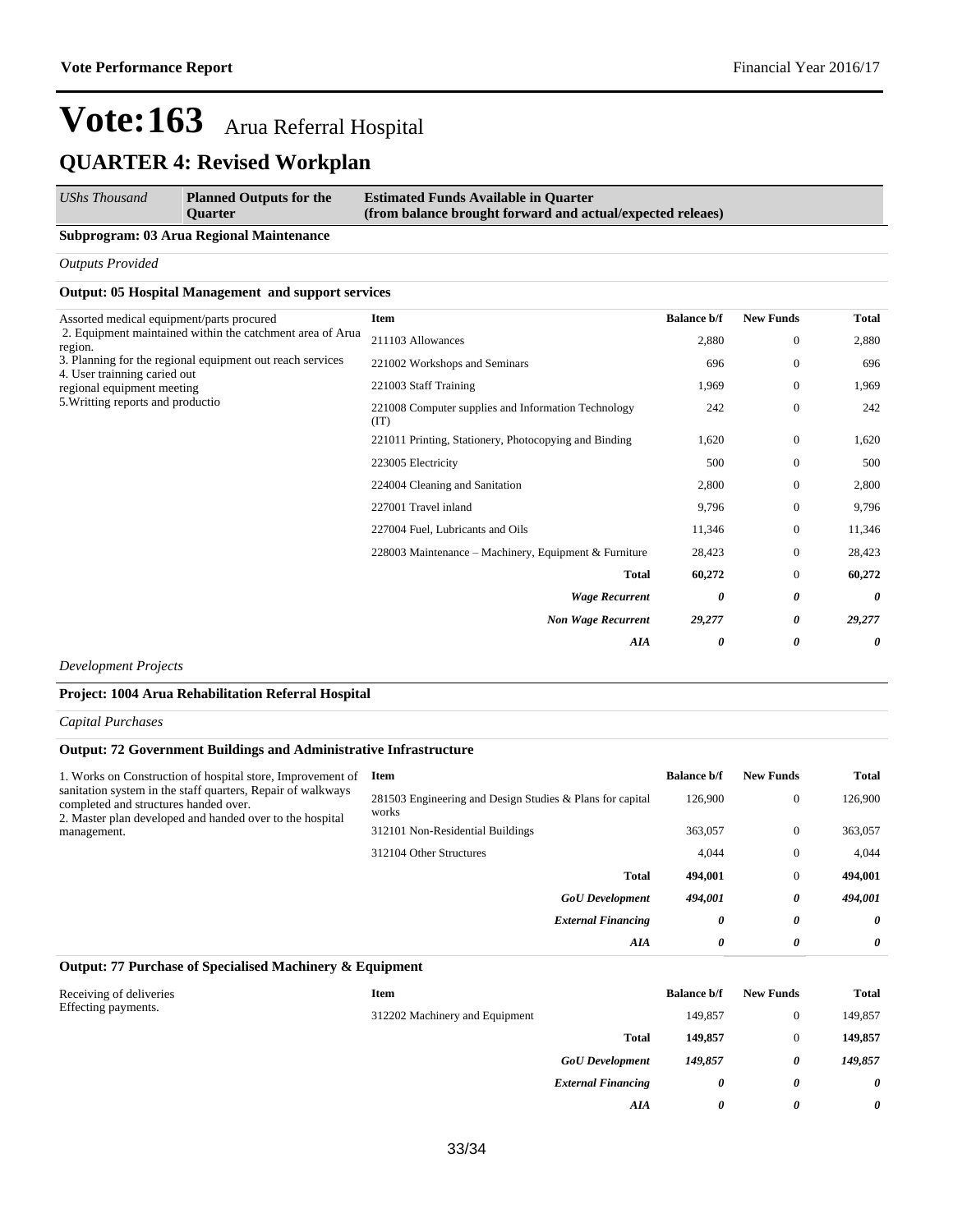# Vote:163 Arua Referral Hospital

## QUARTER 4: Revised Workplan

| *UShs Thousand* | **Planned Outputs for the Quarter** | **Estimated Funds Available in Quarter (from balance brought forward and actual/expected releaes)** |
|---|---|---|

**Subprogram: 03 Arua Regional Maintenance**

*Outputs Provided*

**Output: 05 Hospital Management and support services**

| Planned Outputs | Item | Balance b/f | New Funds | Total |
|---|---|---|---|---|
| Assorted medical equipment/parts procured<br>2. Equipment maintained within the catchment area of Arua region.<br>3. Planning for the regional equipment out reach services<br>4. User trainning caried out<br>regional equipment meeting<br>5.Writting reports and productio | 211103 Allowances | 2,880 | 0 | 2,880 |
| | 221002 Workshops and Seminars | 696 | 0 | 696 |
| | 221003 Staff Training | 1,969 | 0 | 1,969 |
| | 221008 Computer supplies and Information Technology (IT) | 242 | 0 | 242 |
| | 221011 Printing, Stationery, Photocopying and Binding | 1,620 | 0 | 1,620 |
| | 223005 Electricity | 500 | 0 | 500 |
| | 224004 Cleaning and Sanitation | 2,800 | 0 | 2,800 |
| | 227001 Travel inland | 9,796 | 0 | 9,796 |
| | 227004 Fuel, Lubricants and Oils | 11,346 | 0 | 11,346 |
| | 228003 Maintenance – Machinery, Equipment & Furniture | 28,423 | 0 | 28,423 |
| | **Total** | **60,272** | 0 | **60,272** |
| | ***Wage Recurrent*** | ***0*** | ***0*** | ***0*** |
| | ***Non Wage Recurrent*** | ***29,277*** | ***0*** | ***29,277*** |
| | ***AIA*** | ***0*** | ***0*** | ***0*** |

*Development Projects*

**Project: 1004 Arua Rehabilitation Referral Hospital**

*Capital Purchases*

**Output: 72 Government Buildings and Administrative Infrastructure**

| Planned Outputs | Item | Balance b/f | New Funds | Total |
|---|---|---|---|---|
| 1. Works on Construction of hospital store, Improvement of sanitation system in the staff quarters, Repair of walkways completed and structures handed over.<br>2. Master plan developed and handed over to the hospital management. | 281503 Engineering and Design Studies & Plans for capital works | 126,900 | 0 | 126,900 |
| | 312101 Non-Residential Buildings | 363,057 | 0 | 363,057 |
| | 312104 Other Structures | 4,044 | 0 | 4,044 |
| | **Total** | **494,001** | 0 | **494,001** |
| | ***GoU Development*** | ***494,001*** | ***0*** | ***494,001*** |
| | ***External Financing*** | ***0*** | ***0*** | ***0*** |
| | ***AIA*** | ***0*** | ***0*** | ***0*** |

**Output: 77 Purchase of Specialised Machinery & Equipment**

| Planned Outputs | Item | Balance b/f | New Funds | Total |
|---|---|---|---|---|
| Receiving of deliveries<br>Effecting payments. | 312202 Machinery and Equipment | 149,857 | 0 | 149,857 |
| | **Total** | **149,857** | 0 | **149,857** |
| | ***GoU Development*** | ***149,857*** | ***0*** | ***149,857*** |
| | ***External Financing*** | ***0*** | ***0*** | ***0*** |
| | ***AIA*** | ***0*** | ***0*** | ***0*** |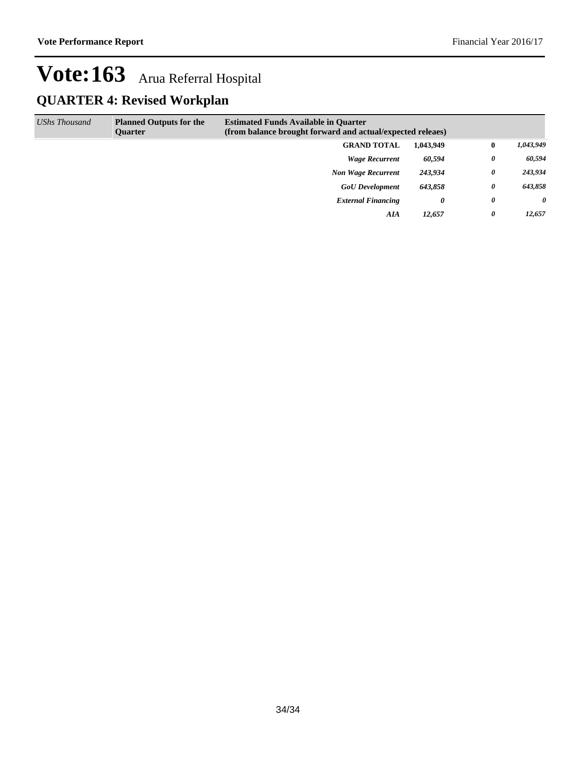# Vote:163 Arua Referral Hospital

## QUARTER 4: Revised Workplan

| *UShs Thousand* | **Planned Outputs for the Quarter** | **Estimated Funds Available in Quarter (from balance brought forward and actual/expected releaes)** | | | |
|---|---|---|---|---|---|
| | | **GRAND TOTAL** | **1,043,949** | **0** | ***1,043,949*** |
| | | ***Wage Recurrent*** | ***60,594*** | ***0*** | ***60,594*** |
| | | ***Non Wage Recurrent*** | ***243,934*** | ***0*** | ***243,934*** |
| | | ***GoU Development*** | ***643,858*** | ***0*** | ***643,858*** |
| | | ***External Financing*** | ***0*** | ***0*** | ***0*** |
| | | ***AIA*** | ***12,657*** | ***0*** | ***12,657*** |